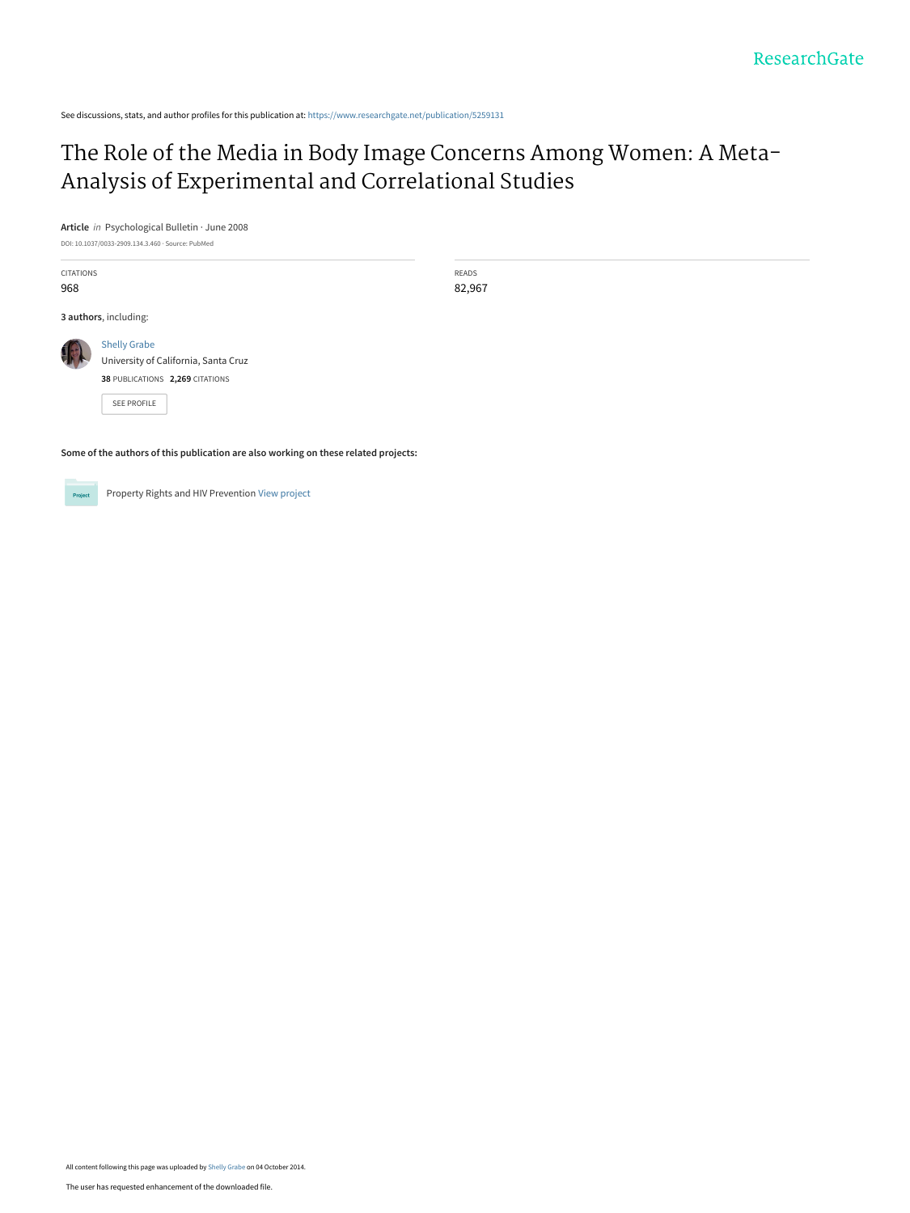See discussions, stats, and author profiles for this publication at: https://www.researchgate.net/publication/5259131

# The Role of the Media in Body Image Concerns Among Women: A Meta-Analysis of Experimental and Correlational Studies

**Article** *in* Psychological Bulletin · June 2008

DOI: 10.1037/0033-2909.134.3.460 · Source: PubMed

| CITATIONS | READS |
|---|---|
| 968 | 82,967 |

**3 authors**, including:

Shelly Grabe
University of California, Santa Cruz
**38** PUBLICATIONS **2,269** CITATIONS

SEE PROFILE

**Some of the authors of this publication are also working on these related projects:**

Property Rights and HIV Prevention View project

All content following this page was uploaded by Shelly Grabe on 04 October 2014.

The user has requested enhancement of the downloaded file.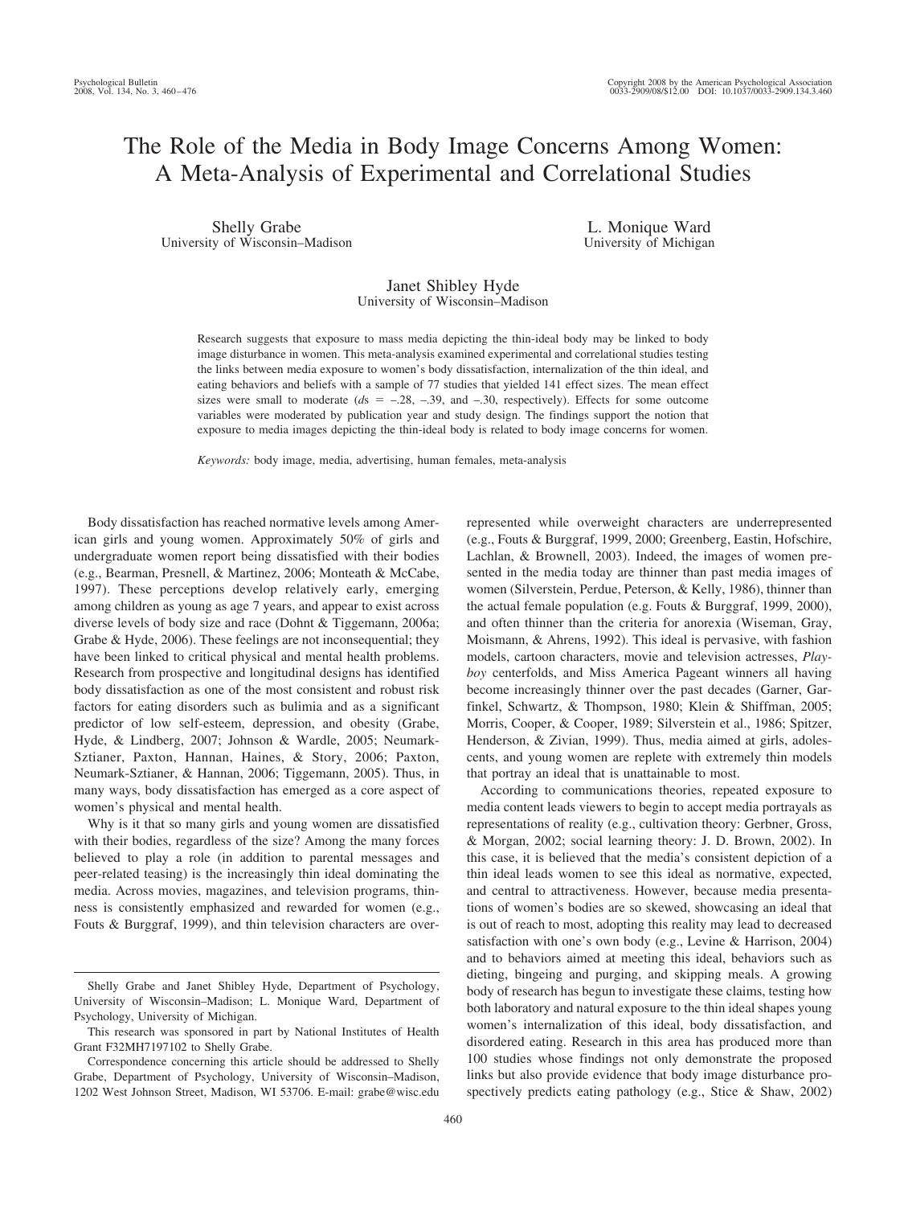# The Role of the Media in Body Image Concerns Among Women: A Meta-Analysis of Experimental and Correlational Studies

Shelly Grabe
University of Wisconsin–Madison

L. Monique Ward
University of Michigan

Janet Shibley Hyde
University of Wisconsin–Madison

Research suggests that exposure to mass media depicting the thin-ideal body may be linked to body image disturbance in women. This meta-analysis examined experimental and correlational studies testing the links between media exposure to women's body dissatisfaction, internalization of the thin ideal, and eating behaviors and beliefs with a sample of 77 studies that yielded 141 effect sizes. The mean effect sizes were small to moderate (*d*s = –.28, –.39, and –.30, respectively). Effects for some outcome variables were moderated by publication year and study design. The findings support the notion that exposure to media images depicting the thin-ideal body is related to body image concerns for women.

*Keywords:* body image, media, advertising, human females, meta-analysis

Body dissatisfaction has reached normative levels among American girls and young women. Approximately 50% of girls and undergraduate women report being dissatisfied with their bodies (e.g., Bearman, Presnell, & Martinez, 2006; Monteath & McCabe, 1997). These perceptions develop relatively early, emerging among children as young as age 7 years, and appear to exist across diverse levels of body size and race (Dohnt & Tiggemann, 2006a; Grabe & Hyde, 2006). These feelings are not inconsequential; they have been linked to critical physical and mental health problems. Research from prospective and longitudinal designs has identified body dissatisfaction as one of the most consistent and robust risk factors for eating disorders such as bulimia and as a significant predictor of low self-esteem, depression, and obesity (Grabe, Hyde, & Lindberg, 2007; Johnson & Wardle, 2005; Neumark-Sztianer, Paxton, Hannan, Haines, & Story, 2006; Paxton, Neumark-Sztianer, & Hannan, 2006; Tiggemann, 2005). Thus, in many ways, body dissatisfaction has emerged as a core aspect of women's physical and mental health.

Why is it that so many girls and young women are dissatisfied with their bodies, regardless of the size? Among the many forces believed to play a role (in addition to parental messages and peer-related teasing) is the increasingly thin ideal dominating the media. Across movies, magazines, and television programs, thinness is consistently emphasized and rewarded for women (e.g., Fouts & Burggraf, 1999), and thin television characters are overrepresented while overweight characters are underrepresented (e.g., Fouts & Burggraf, 1999, 2000; Greenberg, Eastin, Hofschire, Lachlan, & Brownell, 2003). Indeed, the images of women presented in the media today are thinner than past media images of women (Silverstein, Perdue, Peterson, & Kelly, 1986), thinner than the actual female population (e.g. Fouts & Burggraf, 1999, 2000), and often thinner than the criteria for anorexia (Wiseman, Gray, Moismann, & Ahrens, 1992). This ideal is pervasive, with fashion models, cartoon characters, movie and television actresses, *Playboy* centerfolds, and Miss America Pageant winners all having become increasingly thinner over the past decades (Garner, Garfinkel, Schwartz, & Thompson, 1980; Klein & Shiffman, 2005; Morris, Cooper, & Cooper, 1989; Silverstein et al., 1986; Spitzer, Henderson, & Zivian, 1999). Thus, media aimed at girls, adolescents, and young women are replete with extremely thin models that portray an ideal that is unattainable to most.

According to communications theories, repeated exposure to media content leads viewers to begin to accept media portrayals as representations of reality (e.g., cultivation theory: Gerbner, Gross, & Morgan, 2002; social learning theory: J. D. Brown, 2002). In this case, it is believed that the media's consistent depiction of a thin ideal leads women to see this ideal as normative, expected, and central to attractiveness. However, because media presentations of women's bodies are so skewed, showcasing an ideal that is out of reach to most, adopting this reality may lead to decreased satisfaction with one's own body (e.g., Levine & Harrison, 2004) and to behaviors aimed at meeting this ideal, behaviors such as dieting, bingeing and purging, and skipping meals. A growing body of research has begun to investigate these claims, testing how both laboratory and natural exposure to the thin ideal shapes young women's internalization of this ideal, body dissatisfaction, and disordered eating. Research in this area has produced more than 100 studies whose findings not only demonstrate the proposed links but also provide evidence that body image disturbance prospectively predicts eating pathology (e.g., Stice & Shaw, 2002)

---

Shelly Grabe and Janet Shibley Hyde, Department of Psychology, University of Wisconsin–Madison; L. Monique Ward, Department of Psychology, University of Michigan.

This research was sponsored in part by National Institutes of Health Grant F32MH7197102 to Shelly Grabe.

Correspondence concerning this article should be addressed to Shelly Grabe, Department of Psychology, University of Wisconsin–Madison, 1202 West Johnson Street, Madison, WI 53706. E-mail: grabe@wisc.edu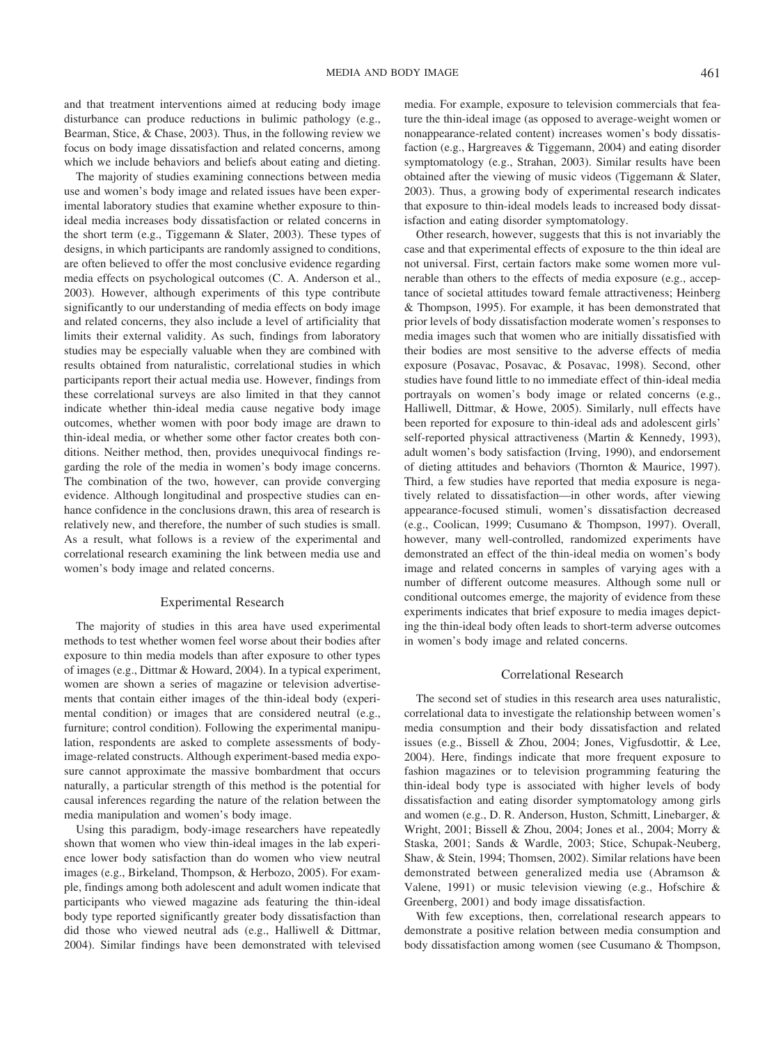and that treatment interventions aimed at reducing body image disturbance can produce reductions in bulimic pathology (e.g., Bearman, Stice, & Chase, 2003). Thus, in the following review we focus on body image dissatisfaction and related concerns, among which we include behaviors and beliefs about eating and dieting.

The majority of studies examining connections between media use and women's body image and related issues have been experimental laboratory studies that examine whether exposure to thin-ideal media increases body dissatisfaction or related concerns in the short term (e.g., Tiggemann & Slater, 2003). These types of designs, in which participants are randomly assigned to conditions, are often believed to offer the most conclusive evidence regarding media effects on psychological outcomes (C. A. Anderson et al., 2003). However, although experiments of this type contribute significantly to our understanding of media effects on body image and related concerns, they also include a level of artificiality that limits their external validity. As such, findings from laboratory studies may be especially valuable when they are combined with results obtained from naturalistic, correlational studies in which participants report their actual media use. However, findings from these correlational surveys are also limited in that they cannot indicate whether thin-ideal media cause negative body image outcomes, whether women with poor body image are drawn to thin-ideal media, or whether some other factor creates both conditions. Neither method, then, provides unequivocal findings regarding the role of the media in women's body image concerns. The combination of the two, however, can provide converging evidence. Although longitudinal and prospective studies can enhance confidence in the conclusions drawn, this area of research is relatively new, and therefore, the number of such studies is small. As a result, what follows is a review of the experimental and correlational research examining the link between media use and women's body image and related concerns.

## Experimental Research

The majority of studies in this area have used experimental methods to test whether women feel worse about their bodies after exposure to thin media models than after exposure to other types of images (e.g., Dittmar & Howard, 2004). In a typical experiment, women are shown a series of magazine or television advertisements that contain either images of the thin-ideal body (experimental condition) or images that are considered neutral (e.g., furniture; control condition). Following the experimental manipulation, respondents are asked to complete assessments of body-image-related constructs. Although experiment-based media exposure cannot approximate the massive bombardment that occurs naturally, a particular strength of this method is the potential for causal inferences regarding the nature of the relation between the media manipulation and women's body image.

Using this paradigm, body-image researchers have repeatedly shown that women who view thin-ideal images in the lab experience lower body satisfaction than do women who view neutral images (e.g., Birkeland, Thompson, & Herbozo, 2005). For example, findings among both adolescent and adult women indicate that participants who viewed magazine ads featuring the thin-ideal body type reported significantly greater body dissatisfaction than did those who viewed neutral ads (e.g., Halliwell & Dittmar, 2004). Similar findings have been demonstrated with televised media. For example, exposure to television commercials that feature the thin-ideal image (as opposed to average-weight women or nonappearance-related content) increases women's body dissatisfaction (e.g., Hargreaves & Tiggemann, 2004) and eating disorder symptomatology (e.g., Strahan, 2003). Similar results have been obtained after the viewing of music videos (Tiggemann & Slater, 2003). Thus, a growing body of experimental research indicates that exposure to thin-ideal models leads to increased body dissatisfaction and eating disorder symptomatology.

Other research, however, suggests that this is not invariably the case and that experimental effects of exposure to the thin ideal are not universal. First, certain factors make some women more vulnerable than others to the effects of media exposure (e.g., acceptance of societal attitudes toward female attractiveness; Heinberg & Thompson, 1995). For example, it has been demonstrated that prior levels of body dissatisfaction moderate women's responses to media images such that women who are initially dissatisfied with their bodies are most sensitive to the adverse effects of media exposure (Posavac, Posavac, & Posavac, 1998). Second, other studies have found little to no immediate effect of thin-ideal media portrayals on women's body image or related concerns (e.g., Halliwell, Dittmar, & Howe, 2005). Similarly, null effects have been reported for exposure to thin-ideal ads and adolescent girls' self-reported physical attractiveness (Martin & Kennedy, 1993), adult women's body satisfaction (Irving, 1990), and endorsement of dieting attitudes and behaviors (Thornton & Maurice, 1997). Third, a few studies have reported that media exposure is negatively related to dissatisfaction—in other words, after viewing appearance-focused stimuli, women's dissatisfaction decreased (e.g., Coolican, 1999; Cusumano & Thompson, 1997). Overall, however, many well-controlled, randomized experiments have demonstrated an effect of the thin-ideal media on women's body image and related concerns in samples of varying ages with a number of different outcome measures. Although some null or conditional outcomes emerge, the majority of evidence from these experiments indicates that brief exposure to media images depicting the thin-ideal body often leads to short-term adverse outcomes in women's body image and related concerns.

## Correlational Research

The second set of studies in this research area uses naturalistic, correlational data to investigate the relationship between women's media consumption and their body dissatisfaction and related issues (e.g., Bissell & Zhou, 2004; Jones, Vigfusdottir, & Lee, 2004). Here, findings indicate that more frequent exposure to fashion magazines or to television programming featuring the thin-ideal body type is associated with higher levels of body dissatisfaction and eating disorder symptomatology among girls and women (e.g., D. R. Anderson, Huston, Schmitt, Linebarger, & Wright, 2001; Bissell & Zhou, 2004; Jones et al., 2004; Morry & Staska, 2001; Sands & Wardle, 2003; Stice, Schupak-Neuberg, Shaw, & Stein, 1994; Thomsen, 2002). Similar relations have been demonstrated between generalized media use (Abramson & Valene, 1991) or music television viewing (e.g., Hofschire & Greenberg, 2001) and body image dissatisfaction.

With few exceptions, then, correlational research appears to demonstrate a positive relation between media consumption and body dissatisfaction among women (see Cusumano & Thompson,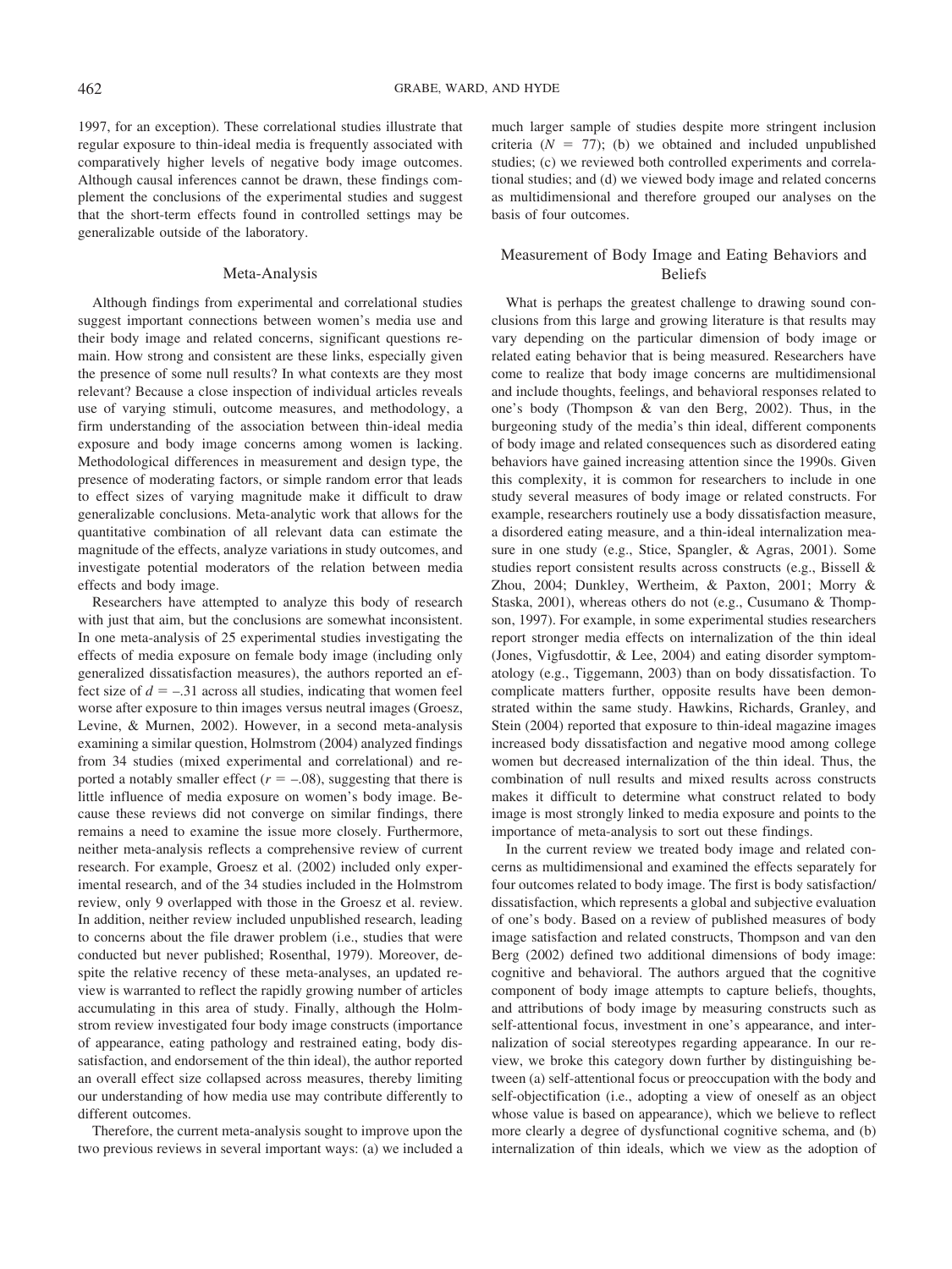1997, for an exception). These correlational studies illustrate that regular exposure to thin-ideal media is frequently associated with comparatively higher levels of negative body image outcomes. Although causal inferences cannot be drawn, these findings complement the conclusions of the experimental studies and suggest that the short-term effects found in controlled settings may be generalizable outside of the laboratory.

## Meta-Analysis

Although findings from experimental and correlational studies suggest important connections between women's media use and their body image and related concerns, significant questions remain. How strong and consistent are these links, especially given the presence of some null results? In what contexts are they most relevant? Because a close inspection of individual articles reveals use of varying stimuli, outcome measures, and methodology, a firm understanding of the association between thin-ideal media exposure and body image concerns among women is lacking. Methodological differences in measurement and design type, the presence of moderating factors, or simple random error that leads to effect sizes of varying magnitude make it difficult to draw generalizable conclusions. Meta-analytic work that allows for the quantitative combination of all relevant data can estimate the magnitude of the effects, analyze variations in study outcomes, and investigate potential moderators of the relation between media effects and body image.

Researchers have attempted to analyze this body of research with just that aim, but the conclusions are somewhat inconsistent. In one meta-analysis of 25 experimental studies investigating the effects of media exposure on female body image (including only generalized dissatisfaction measures), the authors reported an effect size of $d = -.31$ across all studies, indicating that women feel worse after exposure to thin images versus neutral images (Groesz, Levine, & Murnen, 2002). However, in a second meta-analysis examining a similar question, Holmstrom (2004) analyzed findings from 34 studies (mixed experimental and correlational) and reported a notably smaller effect ($r = -.08$), suggesting that there is little influence of media exposure on women's body image. Because these reviews did not converge on similar findings, there remains a need to examine the issue more closely. Furthermore, neither meta-analysis reflects a comprehensive review of current research. For example, Groesz et al. (2002) included only experimental research, and of the 34 studies included in the Holmstrom review, only 9 overlapped with those in the Groesz et al. review. In addition, neither review included unpublished research, leading to concerns about the file drawer problem (i.e., studies that were conducted but never published; Rosenthal, 1979). Moreover, despite the relative recency of these meta-analyses, an updated review is warranted to reflect the rapidly growing number of articles accumulating in this area of study. Finally, although the Holmstrom review investigated four body image constructs (importance of appearance, eating pathology and restrained eating, body dissatisfaction, and endorsement of the thin ideal), the author reported an overall effect size collapsed across measures, thereby limiting our understanding of how media use may contribute differently to different outcomes.

Therefore, the current meta-analysis sought to improve upon the two previous reviews in several important ways: (a) we included a much larger sample of studies despite more stringent inclusion criteria ($N = 77$); (b) we obtained and included unpublished studies; (c) we reviewed both controlled experiments and correlational studies; and (d) we viewed body image and related concerns as multidimensional and therefore grouped our analyses on the basis of four outcomes.

## Measurement of Body Image and Eating Behaviors and Beliefs

What is perhaps the greatest challenge to drawing sound conclusions from this large and growing literature is that results may vary depending on the particular dimension of body image or related eating behavior that is being measured. Researchers have come to realize that body image concerns are multidimensional and include thoughts, feelings, and behavioral responses related to one's body (Thompson & van den Berg, 2002). Thus, in the burgeoning study of the media's thin ideal, different components of body image and related consequences such as disordered eating behaviors have gained increasing attention since the 1990s. Given this complexity, it is common for researchers to include in one study several measures of body image or related constructs. For example, researchers routinely use a body dissatisfaction measure, a disordered eating measure, and a thin-ideal internalization measure in one study (e.g., Stice, Spangler, & Agras, 2001). Some studies report consistent results across constructs (e.g., Bissell & Zhou, 2004; Dunkley, Wertheim, & Paxton, 2001; Morry & Staska, 2001), whereas others do not (e.g., Cusumano & Thompson, 1997). For example, in some experimental studies researchers report stronger media effects on internalization of the thin ideal (Jones, Vigfusdottir, & Lee, 2004) and eating disorder symptomatology (e.g., Tiggemann, 2003) than on body dissatisfaction. To complicate matters further, opposite results have been demonstrated within the same study. Hawkins, Richards, Granley, and Stein (2004) reported that exposure to thin-ideal magazine images increased body dissatisfaction and negative mood among college women but decreased internalization of the thin ideal. Thus, the combination of null results and mixed results across constructs makes it difficult to determine what construct related to body image is most strongly linked to media exposure and points to the importance of meta-analysis to sort out these findings.

In the current review we treated body image and related concerns as multidimensional and examined the effects separately for four outcomes related to body image. The first is body satisfaction/dissatisfaction, which represents a global and subjective evaluation of one's body. Based on a review of published measures of body image satisfaction and related constructs, Thompson and van den Berg (2002) defined two additional dimensions of body image: cognitive and behavioral. The authors argued that the cognitive component of body image attempts to capture beliefs, thoughts, and attributions of body image by measuring constructs such as self-attentional focus, investment in one's appearance, and internalization of social stereotypes regarding appearance. In our review, we broke this category down further by distinguishing between (a) self-attentional focus or preoccupation with the body and self-objectification (i.e., adopting a view of oneself as an object whose value is based on appearance), which we believe to reflect more clearly a degree of dysfunctional cognitive schema, and (b) internalization of thin ideals, which we view as the adoption of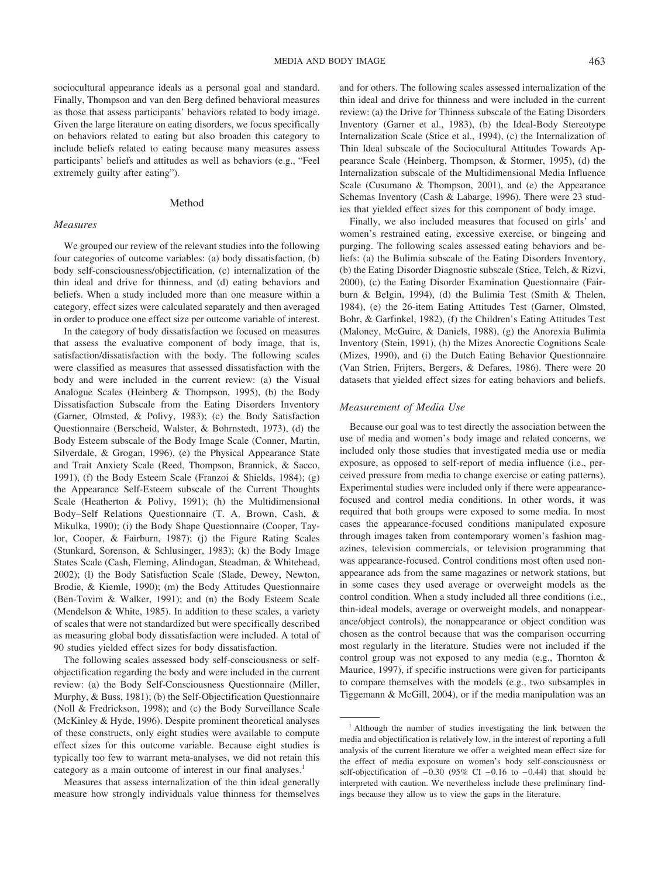sociocultural appearance ideals as a personal goal and standard. Finally, Thompson and van den Berg defined behavioral measures as those that assess participants' behaviors related to body image. Given the large literature on eating disorders, we focus specifically on behaviors related to eating but also broaden this category to include beliefs related to eating because many measures assess participants' beliefs and attitudes as well as behaviors (e.g., "Feel extremely guilty after eating").

## Method

### Measures

We grouped our review of the relevant studies into the following four categories of outcome variables: (a) body dissatisfaction, (b) body self-consciousness/objectification, (c) internalization of the thin ideal and drive for thinness, and (d) eating behaviors and beliefs. When a study included more than one measure within a category, effect sizes were calculated separately and then averaged in order to produce one effect size per outcome variable of interest.

In the category of body dissatisfaction we focused on measures that assess the evaluative component of body image, that is, satisfaction/dissatisfaction with the body. The following scales were classified as measures that assessed dissatisfaction with the body and were included in the current review: (a) the Visual Analogue Scales (Heinberg & Thompson, 1995), (b) the Body Dissatisfaction Subscale from the Eating Disorders Inventory (Garner, Olmsted, & Polivy, 1983); (c) the Body Satisfaction Questionnaire (Berscheid, Walster, & Bohrnstedt, 1973), (d) the Body Esteem subscale of the Body Image Scale (Conner, Martin, Silverdale, & Grogan, 1996), (e) the Physical Appearance State and Trait Anxiety Scale (Reed, Thompson, Brannick, & Sacco, 1991), (f) the Body Esteem Scale (Franzoi & Shields, 1984); (g) the Appearance Self-Esteem subscale of the Current Thoughts Scale (Heatherton & Polivy, 1991); (h) the Multidimensional Body–Self Relations Questionnaire (T. A. Brown, Cash, & Mikulka, 1990); (i) the Body Shape Questionnaire (Cooper, Taylor, Cooper, & Fairburn, 1987); (j) the Figure Rating Scales (Stunkard, Sorenson, & Schlusinger, 1983); (k) the Body Image States Scale (Cash, Fleming, Alindogan, Steadman, & Whitehead, 2002); (l) the Body Satisfaction Scale (Slade, Dewey, Newton, Brodie, & Kiemle, 1990); (m) the Body Attitudes Questionnaire (Ben-Tovim & Walker, 1991); and (n) the Body Esteem Scale (Mendelson & White, 1985). In addition to these scales, a variety of scales that were not standardized but were specifically described as measuring global body dissatisfaction were included. A total of 90 studies yielded effect sizes for body dissatisfaction.

The following scales assessed body self-consciousness or self-objectification regarding the body and were included in the current review: (a) the Body Self-Consciousness Questionnaire (Miller, Murphy, & Buss, 1981); (b) the Self-Objectification Questionnaire (Noll & Fredrickson, 1998); and (c) the Body Surveillance Scale (McKinley & Hyde, 1996). Despite prominent theoretical analyses of these constructs, only eight studies were available to compute effect sizes for this outcome variable. Because eight studies is typically too few to warrant meta-analyses, we did not retain this category as a main outcome of interest in our final analyses.[1]

Measures that assess internalization of the thin ideal generally measure how strongly individuals value thinness for themselves and for others. The following scales assessed internalization of the thin ideal and drive for thinness and were included in the current review: (a) the Drive for Thinness subscale of the Eating Disorders Inventory (Garner et al., 1983), (b) the Ideal-Body Stereotype Internalization Scale (Stice et al., 1994), (c) the Internalization of Thin Ideal subscale of the Sociocultural Attitudes Towards Appearance Scale (Heinberg, Thompson, & Stormer, 1995), (d) the Internalization subscale of the Multidimensional Media Influence Scale (Cusumano & Thompson, 2001), and (e) the Appearance Schemas Inventory (Cash & Labarge, 1996). There were 23 studies that yielded effect sizes for this component of body image.

Finally, we also included measures that focused on girls' and women's restrained eating, excessive exercise, or bingeing and purging. The following scales assessed eating behaviors and beliefs: (a) the Bulimia subscale of the Eating Disorders Inventory, (b) the Eating Disorder Diagnostic subscale (Stice, Telch, & Rizvi, 2000), (c) the Eating Disorder Examination Questionnaire (Fairburn & Belgin, 1994), (d) the Bulimia Test (Smith & Thelen, 1984), (e) the 26-item Eating Attitudes Test (Garner, Olmsted, Bohr, & Garfinkel, 1982), (f) the Children's Eating Attitudes Test (Maloney, McGuire, & Daniels, 1988), (g) the Anorexia Bulimia Inventory (Stein, 1991), (h) the Mizes Anorectic Cognitions Scale (Mizes, 1990), and (i) the Dutch Eating Behavior Questionnaire (Van Strien, Frijters, Bergers, & Defares, 1986). There were 20 datasets that yielded effect sizes for eating behaviors and beliefs.

### Measurement of Media Use

Because our goal was to test directly the association between the use of media and women's body image and related concerns, we included only those studies that investigated media use or media exposure, as opposed to self-report of media influence (i.e., perceived pressure from media to change exercise or eating patterns). Experimental studies were included only if there were appearance-focused and control media conditions. In other words, it was required that both groups were exposed to some media. In most cases the appearance-focused conditions manipulated exposure through images taken from contemporary women's fashion magazines, television commercials, or television programming that was appearance-focused. Control conditions most often used nonappearance ads from the same magazines or network stations, but in some cases they used average or overweight models as the control condition. When a study included all three conditions (i.e., thin-ideal models, average or overweight models, and nonappearance/object controls), the nonappearance or object condition was chosen as the control because that was the comparison occurring most regularly in the literature. Studies were not included if the control group was not exposed to any media (e.g., Thornton & Maurice, 1997), if specific instructions were given for participants to compare themselves with the models (e.g., two subsamples in Tiggemann & McGill, 2004), or if the media manipulation was an

[1] Although the number of studies investigating the link between the media and objectification is relatively low, in the interest of reporting a full analysis of the current literature we offer a weighted mean effect size for the effect of media exposure on women's body self-consciousness or self-objectification of $-0.30$ (95% CI $-0.16$ to $-0.44$) that should be interpreted with caution. We nevertheless include these preliminary findings because they allow us to view the gaps in the literature.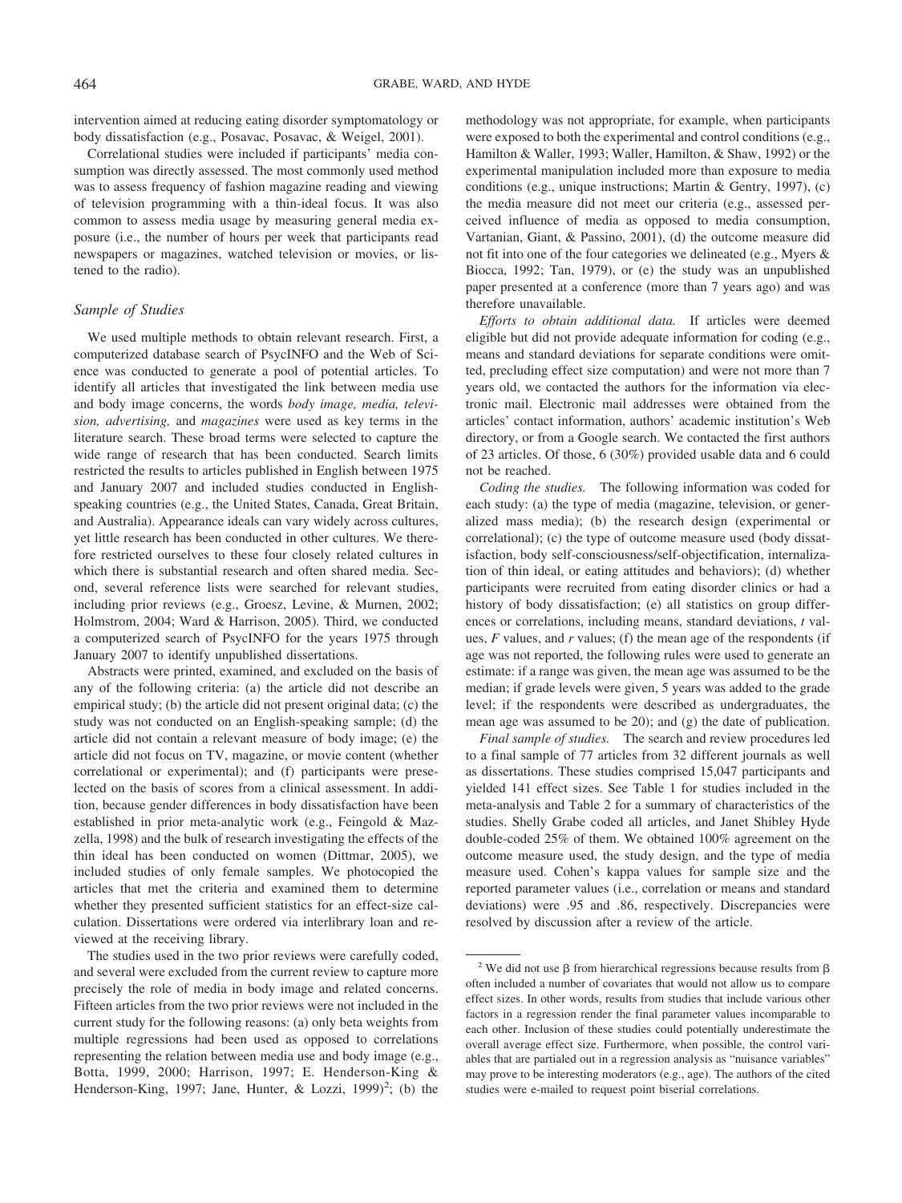intervention aimed at reducing eating disorder symptomatology or body dissatisfaction (e.g., Posavac, Posavac, & Weigel, 2001).

Correlational studies were included if participants' media consumption was directly assessed. The most commonly used method was to assess frequency of fashion magazine reading and viewing of television programming with a thin-ideal focus. It was also common to assess media usage by measuring general media exposure (i.e., the number of hours per week that participants read newspapers or magazines, watched television or movies, or listened to the radio).

### Sample of Studies

We used multiple methods to obtain relevant research. First, a computerized database search of PsycINFO and the Web of Science was conducted to generate a pool of potential articles. To identify all articles that investigated the link between media use and body image concerns, the words *body image, media, television, advertising,* and *magazines* were used as key terms in the literature search. These broad terms were selected to capture the wide range of research that has been conducted. Search limits restricted the results to articles published in English between 1975 and January 2007 and included studies conducted in English-speaking countries (e.g., the United States, Canada, Great Britain, and Australia). Appearance ideals can vary widely across cultures, yet little research has been conducted in other cultures. We therefore restricted ourselves to these four closely related cultures in which there is substantial research and often shared media. Second, several reference lists were searched for relevant studies, including prior reviews (e.g., Groesz, Levine, & Murnen, 2002; Holmstrom, 2004; Ward & Harrison, 2005). Third, we conducted a computerized search of PsycINFO for the years 1975 through January 2007 to identify unpublished dissertations.

Abstracts were printed, examined, and excluded on the basis of any of the following criteria: (a) the article did not describe an empirical study; (b) the article did not present original data; (c) the study was not conducted on an English-speaking sample; (d) the article did not contain a relevant measure of body image; (e) the article did not focus on TV, magazine, or movie content (whether correlational or experimental); and (f) participants were preselected on the basis of scores from a clinical assessment. In addition, because gender differences in body dissatisfaction have been established in prior meta-analytic work (e.g., Feingold & Mazzella, 1998) and the bulk of research investigating the effects of the thin ideal has been conducted on women (Dittmar, 2005), we included studies of only female samples. We photocopied the articles that met the criteria and examined them to determine whether they presented sufficient statistics for an effect-size calculation. Dissertations were ordered via interlibrary loan and reviewed at the receiving library.

The studies used in the two prior reviews were carefully coded, and several were excluded from the current review to capture more precisely the role of media in body image and related concerns. Fifteen articles from the two prior reviews were not included in the current study for the following reasons: (a) only beta weights from multiple regressions had been used as opposed to correlations representing the relation between media use and body image (e.g., Botta, 1999, 2000; Harrison, 1997; E. Henderson-King & Henderson-King, 1997; Jane, Hunter, & Lozzi, 1999)[2]; (b) the methodology was not appropriate, for example, when participants were exposed to both the experimental and control conditions (e.g., Hamilton & Waller, 1993; Waller, Hamilton, & Shaw, 1992) or the experimental manipulation included more than exposure to media conditions (e.g., unique instructions; Martin & Gentry, 1997), (c) the media measure did not meet our criteria (e.g., assessed perceived influence of media as opposed to media consumption, Vartanian, Giant, & Passino, 2001), (d) the outcome measure did not fit into one of the four categories we delineated (e.g., Myers & Biocca, 1992; Tan, 1979), or (e) the study was an unpublished paper presented at a conference (more than 7 years ago) and was therefore unavailable.

*Efforts to obtain additional data.* If articles were deemed eligible but did not provide adequate information for coding (e.g., means and standard deviations for separate conditions were omitted, precluding effect size computation) and were not more than 7 years old, we contacted the authors for the information via electronic mail. Electronic mail addresses were obtained from the articles' contact information, authors' academic institution's Web directory, or from a Google search. We contacted the first authors of 23 articles. Of those, 6 (30%) provided usable data and 6 could not be reached.

*Coding the studies.* The following information was coded for each study: (a) the type of media (magazine, television, or generalized mass media); (b) the research design (experimental or correlational); (c) the type of outcome measure used (body dissatisfaction, body self-consciousness/self-objectification, internalization of thin ideal, or eating attitudes and behaviors); (d) whether participants were recruited from eating disorder clinics or had a history of body dissatisfaction; (e) all statistics on group differences or correlations, including means, standard deviations, *t* values, *F* values, and *r* values; (f) the mean age of the respondents (if age was not reported, the following rules were used to generate an estimate: if a range was given, the mean age was assumed to be the median; if grade levels were given, 5 years was added to the grade level; if the respondents were described as undergraduates, the mean age was assumed to be 20); and (g) the date of publication.

*Final sample of studies.* The search and review procedures led to a final sample of 77 articles from 32 different journals as well as dissertations. These studies comprised 15,047 participants and yielded 141 effect sizes. See Table 1 for studies included in the meta-analysis and Table 2 for a summary of characteristics of the studies. Shelly Grabe coded all articles, and Janet Shibley Hyde double-coded 25% of them. We obtained 100% agreement on the outcome measure used, the study design, and the type of media measure used. Cohen's kappa values for sample size and the reported parameter values (i.e., correlation or means and standard deviations) were .95 and .86, respectively. Discrepancies were resolved by discussion after a review of the article.

---

[2] We did not use β from hierarchical regressions because results from β often included a number of covariates that would not allow us to compare effect sizes. In other words, results from studies that include various other factors in a regression render the final parameter values incomparable to each other. Inclusion of these studies could potentially underestimate the overall average effect size. Furthermore, when possible, the control variables that are partialed out in a regression analysis as "nuisance variables" may prove to be interesting moderators (e.g., age). The authors of the cited studies were e-mailed to request point biserial correlations.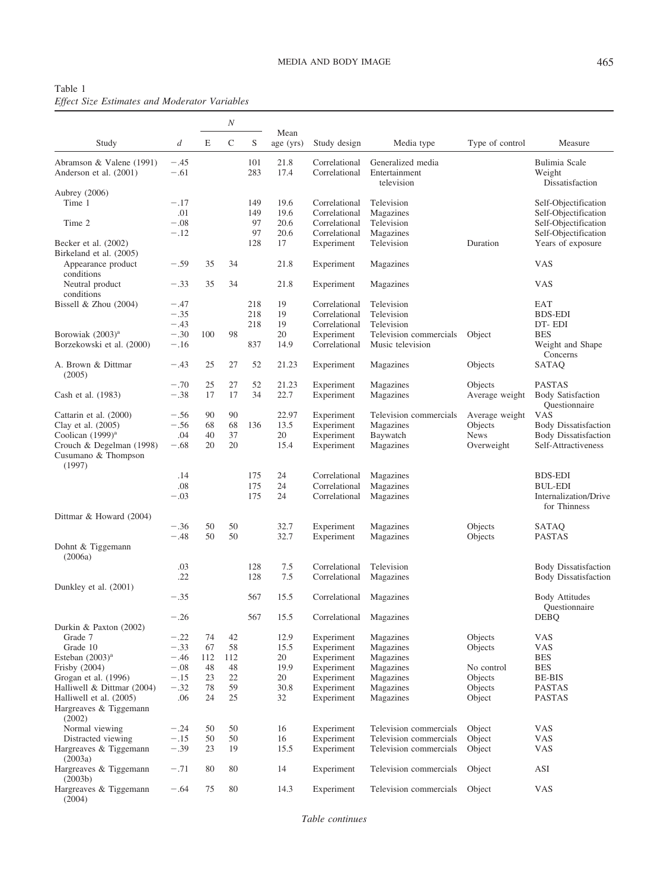Table 1
*Effect Size Estimates and Moderator Variables*

| Study | *d* | *N* E | *N* C | *N* S | Mean age (yrs) | Study design | Media type | Type of control | Measure |
|---|---|---|---|---|---|---|---|---|---|
| Abramson & Valene (1991) | −.45 | | | 101 | 21.8 | Correlational | Generalized media | | Bulimia Scale |
| Anderson et al. (2001) | −.61 | | | 283 | 17.4 | Correlational | Entertainment television | | Weight Dissatisfaction |
| Aubrey (2006) | | | | | | | | | |
| Time 1 | −.17 | | | 149 | 19.6 | Correlational | Television | | Self-Objectification |
| | .01 | | | 149 | 19.6 | Correlational | Magazines | | Self-Objectification |
| Time 2 | −.08 | | | 97 | 20.6 | Correlational | Television | | Self-Objectification |
| | −.12 | | | 97 | 20.6 | Correlational | Magazines | | Self-Objectification |
| Becker et al. (2002) | | | | 128 | 17 | Experiment | Television | Duration | Years of exposure |
| Birkeland et al. (2005) | | | | | | | | | |
| Appearance product conditions | −.59 | 35 | 34 | | 21.8 | Experiment | Magazines | | VAS |
| Neutral product conditions | −.33 | 35 | 34 | | 21.8 | Experiment | Magazines | | VAS |
| Bissell & Zhou (2004) | −.47 | | | 218 | 19 | Correlational | Television | | EAT |
| | −.35 | | | 218 | 19 | Correlational | Television | | BDS-EDI |
| | −.43 | | | 218 | 19 | Correlational | Television | | DT- EDI |
| Borowiak (2003)[a] | −.30 | 100 | 98 | | 20 | Experiment | Television commercials | Object | BES |
| Borzekowski et al. (2000) | −.16 | | | 837 | 14.9 | Correlational | Music television | | Weight and Shape Concerns |
| A. Brown & Dittmar (2005) | −.43 | 25 | 27 | 52 | 21.23 | Experiment | Magazines | Objects | SATAQ |
| | −.70 | 25 | 27 | 52 | 21.23 | Experiment | Magazines | Objects | PASTAS |
| Cash et al. (1983) | −.38 | 17 | 17 | 34 | 22.7 | Experiment | Magazines | Average weight | Body Satisfaction Questionnaire |
| Cattarin et al. (2000) | −.56 | 90 | 90 | | 22.97 | Experiment | Television commercials | Average weight | VAS |
| Clay et al. (2005) | −.56 | 68 | 68 | 136 | 13.5 | Experiment | Magazines | Objects | Body Dissatisfaction |
| Coolican (1999)[a] | .04 | 40 | 37 | | 20 | Experiment | Baywatch | News | Body Dissatisfaction |
| Crouch & Degelman (1998) | −.68 | 20 | 20 | | 15.4 | Experiment | Magazines | Overweight | Self-Attractiveness |
| Cusumano & Thompson (1997) | | | | | | | | | |
| | .14 | | | 175 | 24 | Correlational | Magazines | | BDS-EDI |
| | .08 | | | 175 | 24 | Correlational | Magazines | | BUL-EDI |
| | −.03 | | | 175 | 24 | Correlational | Magazines | | Internalization/Drive for Thinness |
| Dittmar & Howard (2004) | | | | | | | | | |
| | −.36 | 50 | 50 | | 32.7 | Experiment | Magazines | Objects | SATAQ |
| | −.48 | 50 | 50 | | 32.7 | Experiment | Magazines | Objects | PASTAS |
| Dohnt & Tiggemann (2006a) | | | | | | | | | |
| | .03 | | | 128 | 7.5 | Correlational | Television | | Body Dissatisfaction |
| | .22 | | | 128 | 7.5 | Correlational | Magazines | | Body Dissatisfaction |
| Dunkley et al. (2001) | | | | | | | | | |
| | −.35 | | | 567 | 15.5 | Correlational | Magazines | | Body Attitudes Questionnaire |
| | −.26 | | | 567 | 15.5 | Correlational | Magazines | | DEBQ |
| Durkin & Paxton (2002) | | | | | | | | | |
| Grade 7 | −.22 | 74 | 42 | | 12.9 | Experiment | Magazines | Objects | VAS |
| Grade 10 | −.33 | 67 | 58 | | 15.5 | Experiment | Magazines | Objects | VAS |
| Esteban (2003)[a] | −.46 | 112 | 112 | | 20 | Experiment | Magazines | | BES |
| Frisby (2004) | −.08 | 48 | 48 | | 19.9 | Experiment | Magazines | No control | BES |
| Grogan et al. (1996) | −.15 | 23 | 22 | | 20 | Experiment | Magazines | Objects | BE-BIS |
| Halliwell & Dittmar (2004) | −.32 | 78 | 59 | | 30.8 | Experiment | Magazines | Objects | PASTAS |
| Halliwell et al. (2005) | .06 | 24 | 25 | | 32 | Experiment | Magazines | Object | PASTAS |
| Hargreaves & Tiggemann (2002) | | | | | | | | | |
| Normal viewing | −.24 | 50 | 50 | | 16 | Experiment | Television commercials | Object | VAS |
| Distracted viewing | −.15 | 50 | 50 | | 16 | Experiment | Television commercials | Object | VAS |
| Hargreaves & Tiggemann (2003a) | −.39 | 23 | 19 | | 15.5 | Experiment | Television commercials | Object | VAS |
| Hargreaves & Tiggemann (2003b) | −.71 | 80 | 80 | | 14 | Experiment | Television commercials | Object | ASI |
| Hargreaves & Tiggemann (2004) | −.64 | 75 | 80 | | 14.3 | Experiment | Television commercials | Object | VAS |

*Table continues*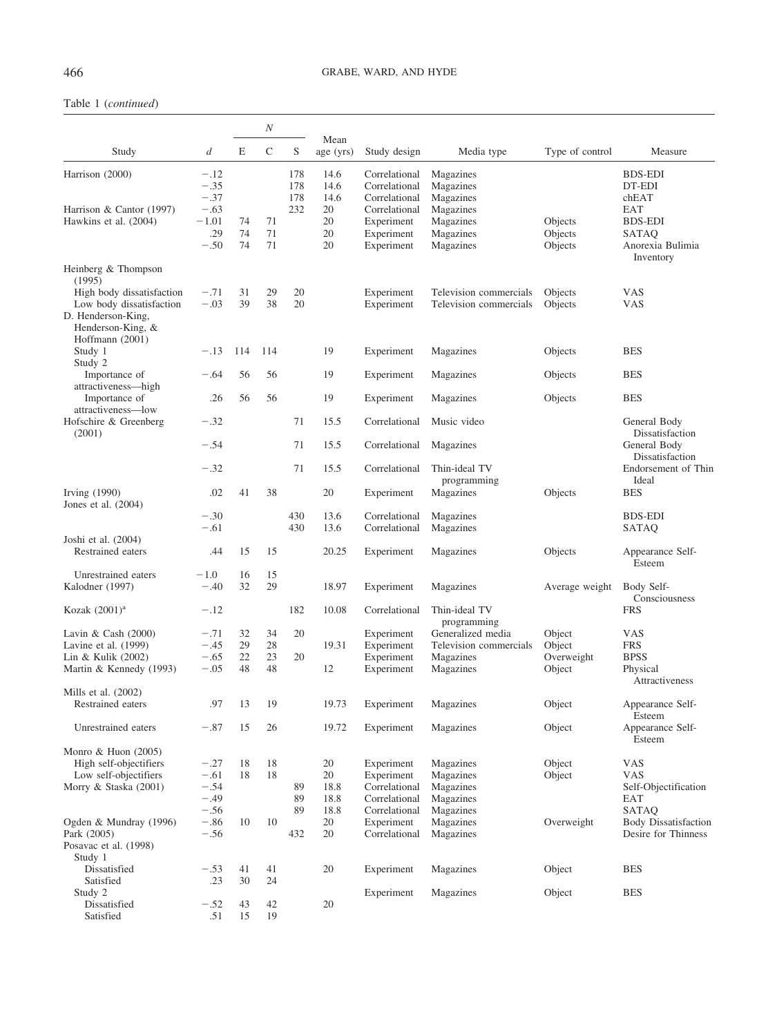Table 1 (*continued*)

| Study | *d* | *N* | | | Mean age (yrs) | Study design | Media type | Type of control | Measure |
|---|---|---|---|---|---|---|---|---|---|
| | | E | C | S | | | | | |
| Harrison (2000) | −.12 | | | 178 | 14.6 | Correlational | Magazines | | BDS-EDI |
| | −.35 | | | 178 | 14.6 | Correlational | Magazines | | DT-EDI |
| | −.37 | | | 178 | 14.6 | Correlational | Magazines | | chEAT |
| Harrison & Cantor (1997) | −.63 | | | 232 | 20 | Correlational | Magazines | | EAT |
| Hawkins et al. (2004) | −1.01 | 74 | 71 | | 20 | Experiment | Magazines | Objects | BDS-EDI |
| | .29 | 74 | 71 | | 20 | Experiment | Magazines | Objects | SATAQ |
| | −.50 | 74 | 71 | | 20 | Experiment | Magazines | Objects | Anorexia Bulimia Inventory |
| Heinberg & Thompson (1995) | | | | | | | | | |
| High body dissatisfaction | −.71 | 31 | 29 | 20 | | Experiment | Television commercials | Objects | VAS |
| Low body dissatisfaction | −.03 | 39 | 38 | 20 | | Experiment | Television commercials | Objects | VAS |
| D. Henderson-King, Henderson-King, & Hoffmann (2001) | | | | | | | | | |
| Study 1 | −.13 | 114 | 114 | | 19 | Experiment | Magazines | Objects | BES |
| Study 2 | | | | | | | | | |
| Importance of attractiveness—high | −.64 | 56 | 56 | | 19 | Experiment | Magazines | Objects | BES |
| Importance of attractiveness—low | .26 | 56 | 56 | | 19 | Experiment | Magazines | Objects | BES |
| Hofschire & Greenberg (2001) | −.32 | | | 71 | 15.5 | Correlational | Music video | | General Body Dissatisfaction |
| | −.54 | | | 71 | 15.5 | Correlational | Magazines | | General Body Dissatisfaction |
| | −.32 | | | 71 | 15.5 | Correlational | Thin-ideal TV programming | | Endorsement of Thin Ideal |
| Irving (1990) | .02 | 41 | 38 | | 20 | Experiment | Magazines | Objects | BES |
| Jones et al. (2004) | | | | | | | | | |
| | −.30 | | | 430 | 13.6 | Correlational | Magazines | | BDS-EDI |
| | −.61 | | | 430 | 13.6 | Correlational | Magazines | | SATAQ |
| Joshi et al. (2004) | | | | | | | | | |
| Restrained eaters | .44 | 15 | 15 | | 20.25 | Experiment | Magazines | Objects | Appearance Self-Esteem |
| Unrestrained eaters | −1.0 | 16 | 15 | | | | | | |
| Kalodner (1997) | −.40 | 32 | 29 | | 18.97 | Experiment | Magazines | Average weight | Body Self-Consciousness |
| Kozak (2001)[a] | −.12 | | | 182 | 10.08 | Correlational | Thin-ideal TV programming | | FRS |
| Lavin & Cash (2000) | −.71 | 32 | 34 | 20 | | Experiment | Generalized media | Object | VAS |
| Lavine et al. (1999) | −.45 | 29 | 28 | | 19.31 | Experiment | Television commercials | Object | FRS |
| Lin & Kulik (2002) | −.65 | 22 | 23 | 20 | | Experiment | Magazines | Overweight | BPSS |
| Martin & Kennedy (1993) | −.05 | 48 | 48 | | 12 | Experiment | Magazines | Object | Physical Attractiveness |
| Mills et al. (2002) | | | | | | | | | |
| Restrained eaters | .97 | 13 | 19 | | 19.73 | Experiment | Magazines | Object | Appearance Self-Esteem |
| Unrestrained eaters | −.87 | 15 | 26 | | 19.72 | Experiment | Magazines | Object | Appearance Self-Esteem |
| Monro & Huon (2005) | | | | | | | | | |
| High self-objectifiers | −.27 | 18 | 18 | | 20 | Experiment | Magazines | Object | VAS |
| Low self-objectifiers | −.61 | 18 | 18 | | 20 | Experiment | Magazines | Object | VAS |
| Morry & Staska (2001) | −.54 | | | 89 | 18.8 | Correlational | Magazines | | Self-Objectification |
| | −.49 | | | 89 | 18.8 | Correlational | Magazines | | EAT |
| | −.56 | | | 89 | 18.8 | Correlational | Magazines | | SATAQ |
| Ogden & Mundray (1996) | −.86 | 10 | 10 | | 20 | Experiment | Magazines | Overweight | Body Dissatisfaction |
| Park (2005) | −.56 | | | 432 | 20 | Correlational | Magazines | | Desire for Thinness |
| Posavac et al. (1998) | | | | | | | | | |
| Study 1 | | | | | | | | | |
| Dissatisfied | −.53 | 41 | 41 | | 20 | Experiment | Magazines | Object | BES |
| Satisfied | .23 | 30 | 24 | | | | | | |
| Study 2 | | | | | | Experiment | Magazines | Object | BES |
| Dissatisfied | −.52 | 43 | 42 | | 20 | | | | |
| Satisfied | .51 | 15 | 19 | | | | | | |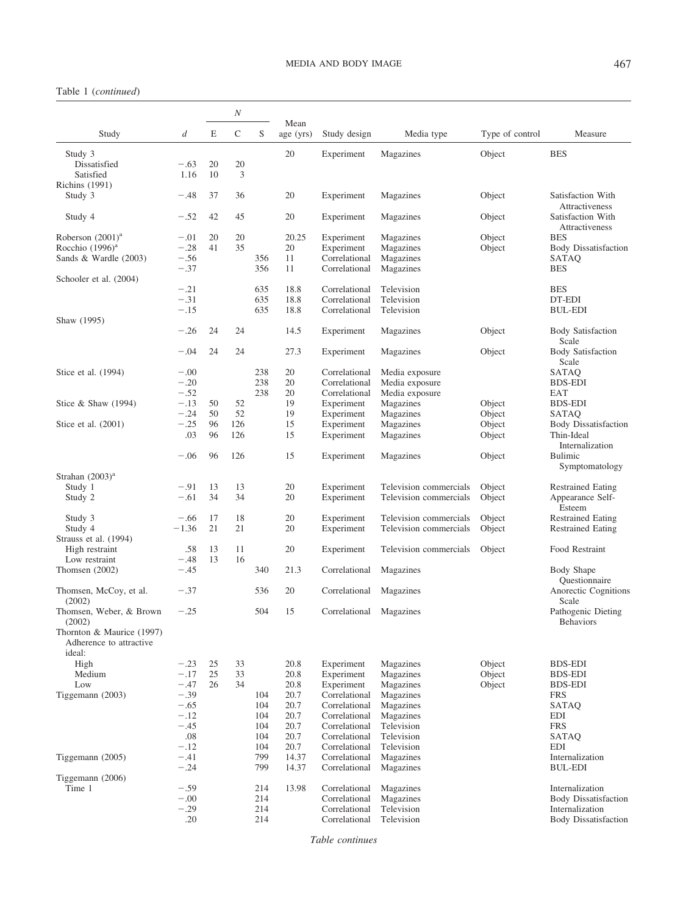Table 1 (*continued*)

| Study | *d* | *N* | | | Mean age (yrs) | Study design | Media type | Type of control | Measure |
|---|---|---|---|---|---|---|---|---|---|
| | | E | C | S | | | | | |
| Study 3 | | | | | 20 | Experiment | Magazines | Object | BES |
| Dissatisfied | −.63 | 20 | 20 | | | | | | |
| Satisfied | 1.16 | 10 | 3 | | | | | | |
| Richins (1991) | | | | | | | | | |
| Study 3 | −.48 | 37 | 36 | | 20 | Experiment | Magazines | Object | Satisfaction With Attractiveness |
| Study 4 | −.52 | 42 | 45 | | 20 | Experiment | Magazines | Object | Satisfaction With Attractiveness |
| Roberson (2001)[a] | −.01 | 20 | 20 | | 20.25 | Experiment | Magazines | Object | BES |
| Rocchio (1996)[a] | −.28 | 41 | 35 | | 20 | Experiment | Magazines | Object | Body Dissatisfaction |
| Sands & Wardle (2003) | −.56 | | | 356 | 11 | Correlational | Magazines | | SATAQ |
| | −.37 | | | 356 | 11 | Correlational | Magazines | | BES |
| Schooler et al. (2004) | | | | | | | | | |
| | −.21 | | | 635 | 18.8 | Correlational | Television | | BES |
| | −.31 | | | 635 | 18.8 | Correlational | Television | | DT-EDI |
| | −.15 | | | 635 | 18.8 | Correlational | Television | | BUL-EDI |
| Shaw (1995) | | | | | | | | | |
| | −.26 | 24 | 24 | | 14.5 | Experiment | Magazines | Object | Body Satisfaction Scale |
| | −.04 | 24 | 24 | | 27.3 | Experiment | Magazines | Object | Body Satisfaction Scale |
| Stice et al. (1994) | −.00 | | | 238 | 20 | Correlational | Media exposure | | SATAQ |
| | −.20 | | | 238 | 20 | Correlational | Media exposure | | BDS-EDI |
| | −.52 | | | 238 | 20 | Correlational | Media exposure | | EAT |
| Stice & Shaw (1994) | −.13 | 50 | 52 | | 19 | Experiment | Magazines | Object | BDS-EDI |
| | −.24 | 50 | 52 | | 19 | Experiment | Magazines | Object | SATAQ |
| Stice et al. (2001) | −.25 | 96 | 126 | | 15 | Experiment | Magazines | Object | Body Dissatisfaction |
| | .03 | 96 | 126 | | 15 | Experiment | Magazines | Object | Thin-Ideal Internalization |
| | −.06 | 96 | 126 | | 15 | Experiment | Magazines | Object | Bulimic Symptomatology |
| Strahan (2003)[a] | | | | | | | | | |
| Study 1 | −.91 | 13 | 13 | | 20 | Experiment | Television commercials | Object | Restrained Eating |
| Study 2 | −.61 | 34 | 34 | | 20 | Experiment | Television commercials | Object | Appearance Self-Esteem |
| Study 3 | −.66 | 17 | 18 | | 20 | Experiment | Television commercials | Object | Restrained Eating |
| Study 4 | −1.36 | 21 | 21 | | 20 | Experiment | Television commercials | Object | Restrained Eating |
| Strauss et al. (1994) | | | | | | | | | |
| High restraint | .58 | 13 | 11 | | 20 | Experiment | Television commercials | Object | Food Restraint |
| Low restraint | −.48 | 13 | 16 | | | | | | |
| Thomsen (2002) | −.45 | | | 340 | 21.3 | Correlational | Magazines | | Body Shape Questionnaire |
| Thomsen, McCoy, et al. (2002) | −.37 | | | 536 | 20 | Correlational | Magazines | | Anorectic Cognitions Scale |
| Thomsen, Weber, & Brown (2002) | −.25 | | | 504 | 15 | Correlational | Magazines | | Pathogenic Dieting Behaviors |
| Thornton & Maurice (1997) Adherence to attractive ideal: | | | | | | | | | |
| High | −.23 | 25 | 33 | | 20.8 | Experiment | Magazines | Object | BDS-EDI |
| Medium | −.17 | 25 | 33 | | 20.8 | Experiment | Magazines | Object | BDS-EDI |
| Low | −.47 | 26 | 34 | | 20.8 | Experiment | Magazines | Object | BDS-EDI |
| Tiggemann (2003) | −.39 | | | 104 | 20.7 | Correlational | Magazines | | FRS |
| | −.65 | | | 104 | 20.7 | Correlational | Magazines | | SATAQ |
| | −.12 | | | 104 | 20.7 | Correlational | Magazines | | EDI |
| | −.45 | | | 104 | 20.7 | Correlational | Television | | FRS |
| | .08 | | | 104 | 20.7 | Correlational | Television | | SATAQ |
| | −.12 | | | 104 | 20.7 | Correlational | Television | | EDI |
| Tiggemann (2005) | −.41 | | | 799 | 14.37 | Correlational | Magazines | | Internalization |
| | −.24 | | | 799 | 14.37 | Correlational | Magazines | | BUL-EDI |
| Tiggemann (2006) | | | | | | | | | |
| Time 1 | −.59 | | | 214 | 13.98 | Correlational | Magazines | | Internalization |
| | −.00 | | | 214 | | Correlational | Magazines | | Body Dissatisfaction |
| | −.29 | | | 214 | | Correlational | Television | | Internalization |
| | .20 | | | 214 | | Correlational | Television | | Body Dissatisfaction |

*Table continues*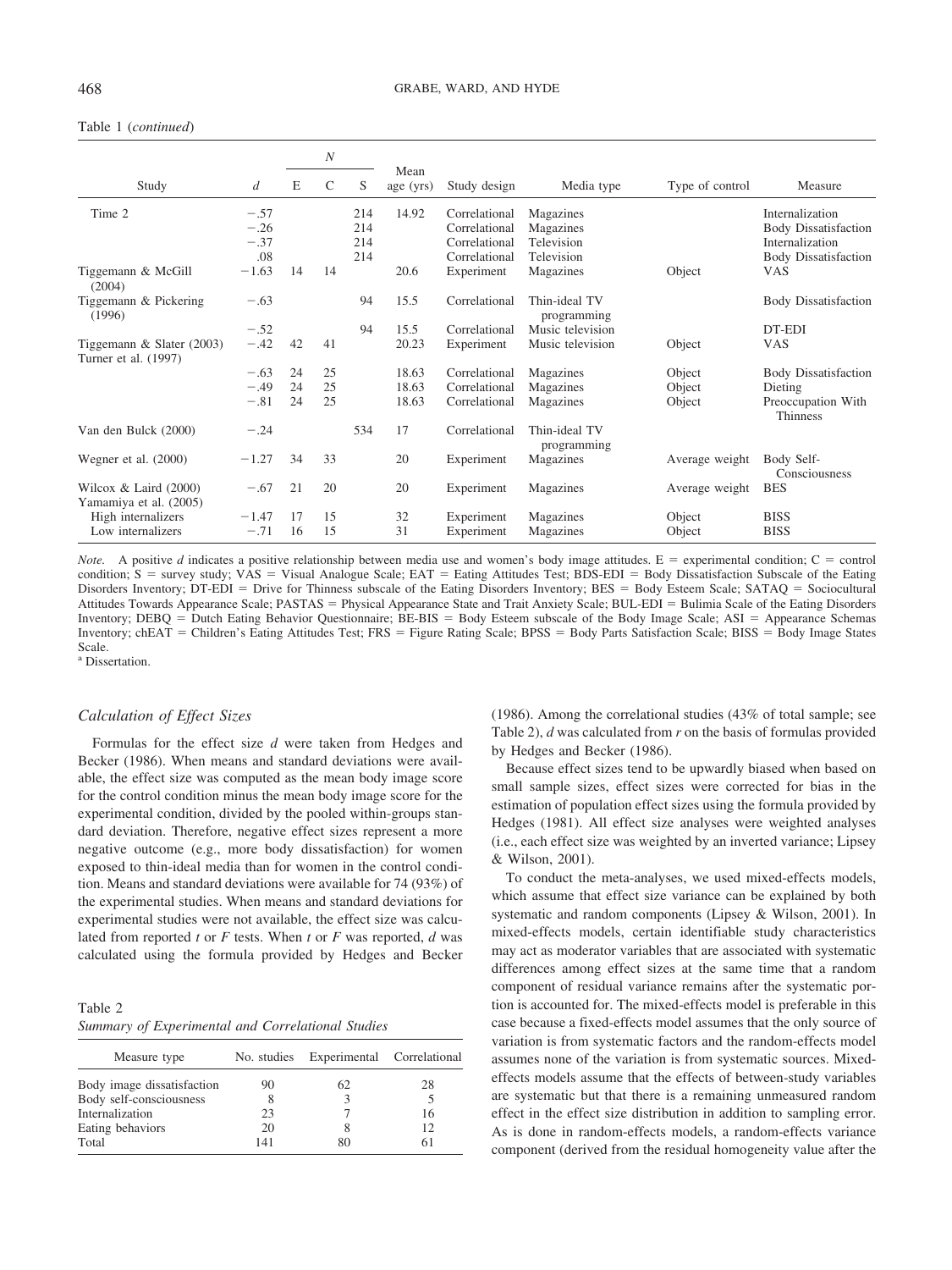Table 1 (*continued*)

| Study | *d* | *N* | | | Mean age (yrs) | Study design | Media type | Type of control | Measure |
|---|---|---|---|---|---|---|---|---|---|
| | | E | C | S | | | | | |
| Time 2 | −.57 | | | 214 | 14.92 | Correlational | Magazines | | Internalization |
| | −.26 | | | 214 | | Correlational | Magazines | | Body Dissatisfaction |
| | −.37 | | | 214 | | Correlational | Television | | Internalization |
| | .08 | | | 214 | | Correlational | Television | | Body Dissatisfaction |
| Tiggemann & McGill (2004) | −1.63 | 14 | 14 | | 20.6 | Experiment | Magazines | Object | VAS |
| Tiggemann & Pickering (1996) | −.63 | | | 94 | 15.5 | Correlational | Thin-ideal TV programming | | Body Dissatisfaction |
| | −.52 | | | 94 | 15.5 | Correlational | Music television | | DT-EDI |
| Tiggemann & Slater (2003) | −.42 | 42 | 41 | | 20.23 | Experiment | Music television | Object | VAS |
| Turner et al. (1997) | | | | | | | | | |
| | −.63 | 24 | 25 | | 18.63 | Correlational | Magazines | Object | Body Dissatisfaction |
| | −.49 | 24 | 25 | | 18.63 | Correlational | Magazines | Object | Dieting |
| | −.81 | 24 | 25 | | 18.63 | Correlational | Magazines | Object | Preoccupation With Thinness |
| Van den Bulck (2000) | −.24 | | | 534 | 17 | Correlational | Thin-ideal TV programming | | |
| Wegner et al. (2000) | −1.27 | 34 | 33 | | 20 | Experiment | Magazines | Average weight | Body Self-Consciousness |
| Wilcox & Laird (2000) | −.67 | 21 | 20 | | 20 | Experiment | Magazines | Average weight | BES |
| Yamamiya et al. (2005) | | | | | | | | | |
| High internalizers | −1.47 | 17 | 15 | | 32 | Experiment | Magazines | Object | BISS |
| Low internalizers | −.71 | 16 | 15 | | 31 | Experiment | Magazines | Object | BISS |

*Note.* A positive *d* indicates a positive relationship between media use and women's body image attitudes. E = experimental condition; C = control condition; S = survey study; VAS = Visual Analogue Scale; EAT = Eating Attitudes Test; BDS-EDI = Body Dissatisfaction Subscale of the Eating Disorders Inventory; DT-EDI = Drive for Thinness subscale of the Eating Disorders Inventory; BES = Body Esteem Scale; SATAQ = Sociocultural Attitudes Towards Appearance Scale; PASTAS = Physical Appearance State and Trait Anxiety Scale; BUL-EDI = Bulimia Scale of the Eating Disorders Inventory; DEBQ = Dutch Eating Behavior Questionnaire; BE-BIS = Body Esteem subscale of the Body Image Scale; ASI = Appearance Schemas Inventory; chEAT = Children's Eating Attitudes Test; FRS = Figure Rating Scale; BPSS = Body Parts Satisfaction Scale; BISS = Body Image States Scale.
[a] Dissertation.

### *Calculation of Effect Sizes*

Formulas for the effect size *d* were taken from Hedges and Becker (1986). When means and standard deviations were available, the effect size was computed as the mean body image score for the control condition minus the mean body image score for the experimental condition, divided by the pooled within-groups standard deviation. Therefore, negative effect sizes represent a more negative outcome (e.g., more body dissatisfaction) for women exposed to thin-ideal media than for women in the control condition. Means and standard deviations were available for 74 (93%) of the experimental studies. When means and standard deviations for experimental studies were not available, the effect size was calculated from reported *t* or *F* tests. When *t* or *F* was reported, *d* was calculated using the formula provided by Hedges and Becker (1986). Among the correlational studies (43% of total sample; see Table 2), *d* was calculated from *r* on the basis of formulas provided by Hedges and Becker (1986).

Table 2
*Summary of Experimental and Correlational Studies*

| Measure type | No. studies | Experimental | Correlational |
|---|---|---|---|
| Body image dissatisfaction | 90 | 62 | 28 |
| Body self-consciousness | 8 | 3 | 5 |
| Internalization | 23 | 7 | 16 |
| Eating behaviors | 20 | 8 | 12 |
| Total | 141 | 80 | 61 |

Because effect sizes tend to be upwardly biased when based on small sample sizes, effect sizes were corrected for bias in the estimation of population effect sizes using the formula provided by Hedges (1981). All effect size analyses were weighted analyses (i.e., each effect size was weighted by an inverted variance; Lipsey & Wilson, 2001).

To conduct the meta-analyses, we used mixed-effects models, which assume that effect size variance can be explained by both systematic and random components (Lipsey & Wilson, 2001). In mixed-effects models, certain identifiable study characteristics may act as moderator variables that are associated with systematic differences among effect sizes at the same time that a random component of residual variance remains after the systematic portion is accounted for. The mixed-effects model is preferable in this case because a fixed-effects model assumes that the only source of variation is from systematic factors and the random-effects model assumes none of the variation is from systematic sources. Mixed-effects models assume that the effects of between-study variables are systematic but that there is a remaining unmeasured random effect in the effect size distribution in addition to sampling error. As is done in random-effects models, a random-effects variance component (derived from the residual homogeneity value after the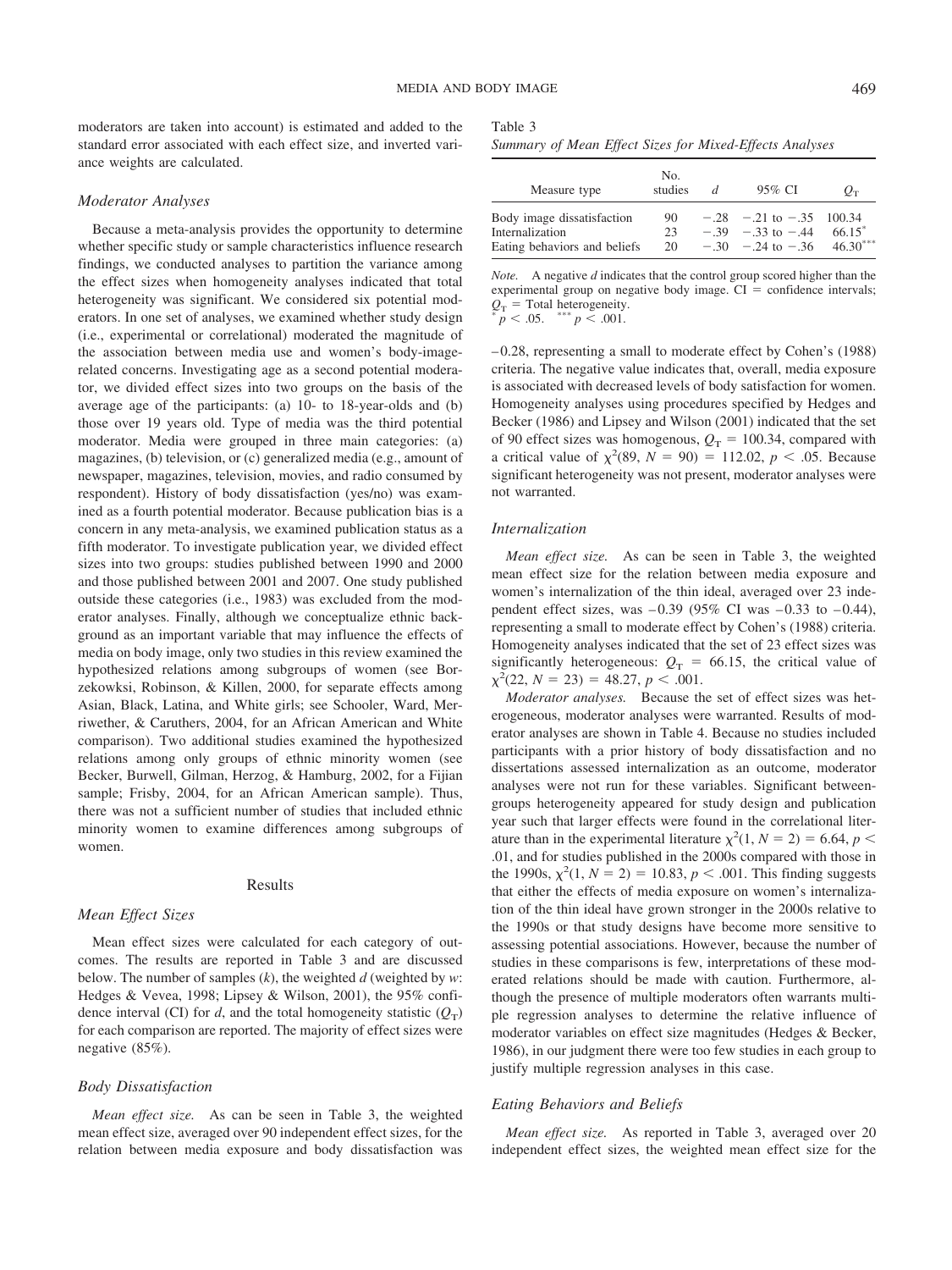moderators are taken into account) is estimated and added to the standard error associated with each effect size, and inverted variance weights are calculated.

### Moderator Analyses

Because a meta-analysis provides the opportunity to determine whether specific study or sample characteristics influence research findings, we conducted analyses to partition the variance among the effect sizes when homogeneity analyses indicated that total heterogeneity was significant. We considered six potential moderators. In one set of analyses, we examined whether study design (i.e., experimental or correlational) moderated the magnitude of the association between media use and women's body-image-related concerns. Investigating age as a second potential moderator, we divided effect sizes into two groups on the basis of the average age of the participants: (a) 10- to 18-year-olds and (b) those over 19 years old. Type of media was the third potential moderator. Media were grouped in three main categories: (a) magazines, (b) television, or (c) generalized media (e.g., amount of newspaper, magazines, television, movies, and radio consumed by respondent). History of body dissatisfaction (yes/no) was examined as a fourth potential moderator. Because publication bias is a concern in any meta-analysis, we examined publication status as a fifth moderator. To investigate publication year, we divided effect sizes into two groups: studies published between 1990 and 2000 and those published between 2001 and 2007. One study published outside these categories (i.e., 1983) was excluded from the moderator analyses. Finally, although we conceptualize ethnic background as an important variable that may influence the effects of media on body image, only two studies in this review examined the hypothesized relations among subgroups of women (see Borzekowksi, Robinson, & Killen, 2000, for separate effects among Asian, Black, Latina, and White girls; see Schooler, Ward, Merriwether, & Caruthers, 2004, for an African American and White comparison). Two additional studies examined the hypothesized relations among only groups of ethnic minority women (see Becker, Burwell, Gilman, Herzog, & Hamburg, 2002, for a Fijian sample; Frisby, 2004, for an African American sample). Thus, there was not a sufficient number of studies that included ethnic minority women to examine differences among subgroups of women.

## Results

### Mean Effect Sizes

Mean effect sizes were calculated for each category of outcomes. The results are reported in Table 3 and are discussed below. The number of samples ($k$), the weighted $d$ (weighted by $w$: Hedges & Vevea, 1998; Lipsey & Wilson, 2001), the 95% confidence interval (CI) for $d$, and the total homogeneity statistic ($Q_T$) for each comparison are reported. The majority of effect sizes were negative (85%).

### Body Dissatisfaction

*Mean effect size.* As can be seen in Table 3, the weighted mean effect size, averaged over 90 independent effect sizes, for the relation between media exposure and body dissatisfaction was −0.28, representing a small to moderate effect by Cohen's (1988) criteria. The negative value indicates that, overall, media exposure is associated with decreased levels of body satisfaction for women. Homogeneity analyses using procedures specified by Hedges and Becker (1986) and Lipsey and Wilson (2001) indicated that the set of 90 effect sizes was homogenous, $Q_T = 100.34$, compared with a critical value of $\chi^2(89, N = 90) = 112.02$, $p < .05$. Because significant heterogeneity was not present, moderator analyses were not warranted.

Table 3
*Summary of Mean Effect Sizes for Mixed-Effects Analyses*

| Measure type | No. studies | $d$ | 95% CI | $Q_T$ |
|---|---|---|---|---|
| Body image dissatisfaction | 90 | −.28 | −.21 to −.35 | 100.34 |
| Internalization | 23 | −.39 | −.33 to −.44 | 66.15* |
| Eating behaviors and beliefs | 20 | −.30 | −.24 to −.36 | 46.30*** |

*Note.* A negative $d$ indicates that the control group scored higher than the experimental group on negative body image. CI = confidence intervals; $Q_T$ = Total heterogeneity.
* $p < .05$. *** $p < .001$.

### Internalization

*Mean effect size.* As can be seen in Table 3, the weighted mean effect size for the relation between media exposure and women's internalization of the thin ideal, averaged over 23 independent effect sizes, was −0.39 (95% CI was −0.33 to −0.44), representing a small to moderate effect by Cohen's (1988) criteria. Homogeneity analyses indicated that the set of 23 effect sizes was significantly heterogeneous: $Q_T = 66.15$, the critical value of $\chi^2(22, N = 23) = 48.27$, $p < .001$.

*Moderator analyses.* Because the set of effect sizes was heterogeneous, moderator analyses were warranted. Results of moderator analyses are shown in Table 4. Because no studies included participants with a prior history of body dissatisfaction and no dissertations assessed internalization as an outcome, moderator analyses were not run for these variables. Significant between-groups heterogeneity appeared for study design and publication year such that larger effects were found in the correlational literature than in the experimental literature $\chi^2(1, N = 2) = 6.64$, $p < .01$, and for studies published in the 2000s compared with those in the 1990s, $\chi^2(1, N = 2) = 10.83$, $p < .001$. This finding suggests that either the effects of media exposure on women's internalization of the thin ideal have grown stronger in the 2000s relative to the 1990s or that study designs have become more sensitive to assessing potential associations. However, because the number of studies in these comparisons is few, interpretations of these moderated relations should be made with caution. Furthermore, although the presence of multiple moderators often warrants multiple regression analyses to determine the relative influence of moderator variables on effect size magnitudes (Hedges & Becker, 1986), in our judgment there were too few studies in each group to justify multiple regression analyses in this case.

### Eating Behaviors and Beliefs

*Mean effect size.* As reported in Table 3, averaged over 20 independent effect sizes, the weighted mean effect size for the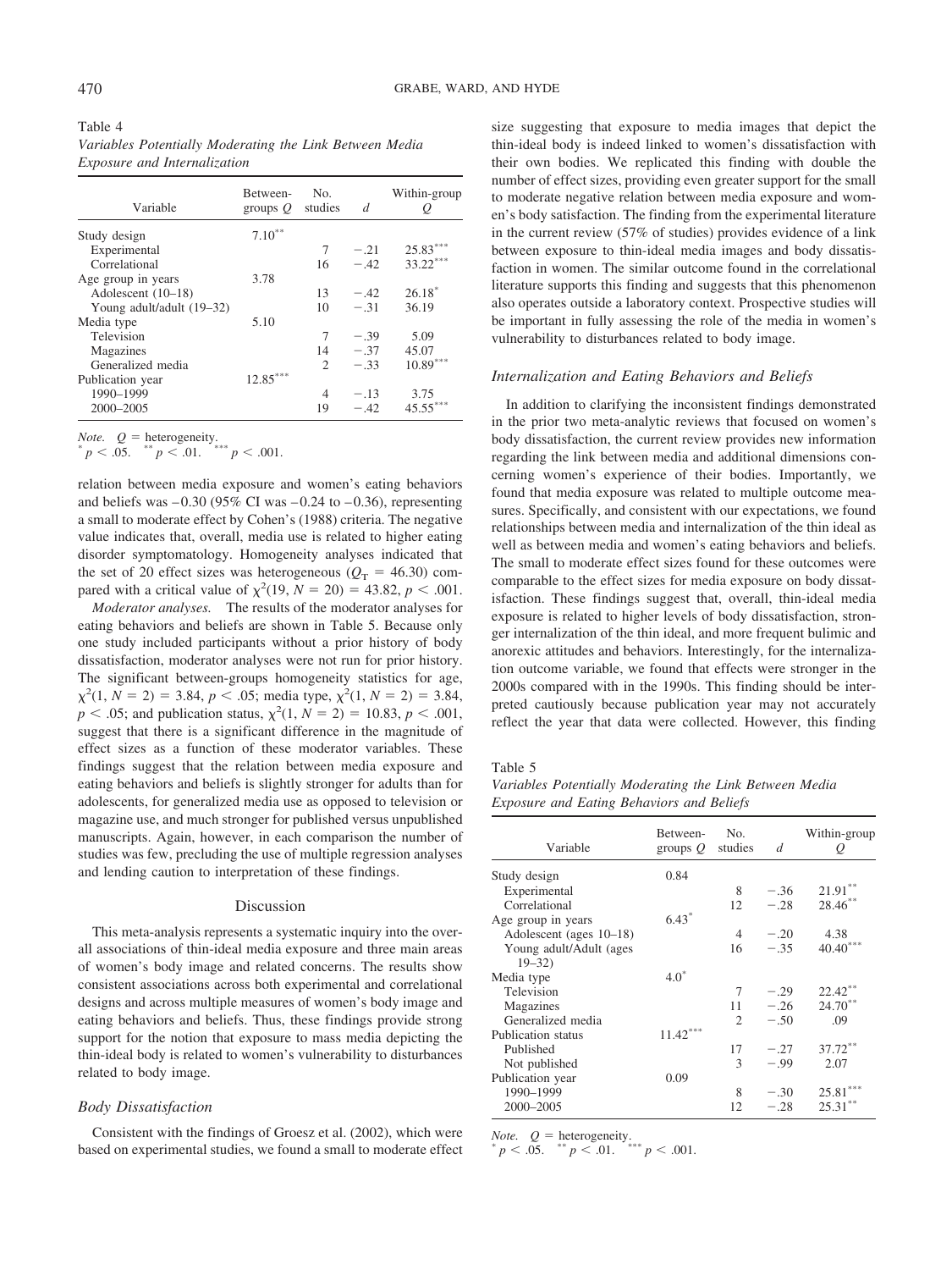Table 4
*Variables Potentially Moderating the Link Between Media Exposure and Internalization*

| Variable | Between-groups $Q$ | No. studies | $d$ | Within-group $Q$ |
|---|---|---|---|---|
| Study design | $7.10^{**}$ | | | |
| Experimental | | 7 | −.21 | $25.83^{***}$ |
| Correlational | | 16 | −.42 | $33.22^{***}$ |
| Age group in years | 3.78 | | | |
| Adolescent (10–18) | | 13 | −.42 | $26.18^{*}$ |
| Young adult/adult (19–32) | | 10 | −.31 | 36.19 |
| Media type | 5.10 | | | |
| Television | | 7 | −.39 | 5.09 |
| Magazines | | 14 | −.37 | 45.07 |
| Generalized media | | 2 | −.33 | $10.89^{***}$ |
| Publication year | $12.85^{***}$ | | | |
| 1990–1999 | | 4 | −.13 | 3.75 |
| 2000–2005 | | 19 | −.42 | $45.55^{***}$ |

*Note.* $Q$ = heterogeneity.
$^{*}p < .05$. $^{**}p < .01$. $^{***}p < .001$.

relation between media exposure and women's eating behaviors and beliefs was −0.30 (95% CI was −0.24 to −0.36), representing a small to moderate effect by Cohen's (1988) criteria. The negative value indicates that, overall, media use is related to higher eating disorder symptomatology. Homogeneity analyses indicated that the set of 20 effect sizes was heterogeneous ($Q_T = 46.30$) compared with a critical value of $\chi^2(19, N = 20) = 43.82$, $p < .001$.

*Moderator analyses.* The results of the moderator analyses for eating behaviors and beliefs are shown in Table 5. Because only one study included participants without a prior history of body dissatisfaction, moderator analyses were not run for prior history. The significant between-groups homogeneity statistics for age, $\chi^2(1, N = 2) = 3.84$, $p < .05$; media type, $\chi^2(1, N = 2) = 3.84$, $p < .05$; and publication status, $\chi^2(1, N = 2) = 10.83$, $p < .001$, suggest that there is a significant difference in the magnitude of effect sizes as a function of these moderator variables. These findings suggest that the relation between media exposure and eating behaviors and beliefs is slightly stronger for adults than for adolescents, for generalized media use as opposed to television or magazine use, and much stronger for published versus unpublished manuscripts. Again, however, in each comparison the number of studies was few, precluding the use of multiple regression analyses and lending caution to interpretation of these findings.

## Discussion

This meta-analysis represents a systematic inquiry into the overall associations of thin-ideal media exposure and three main areas of women's body image and related concerns. The results show consistent associations across both experimental and correlational designs and across multiple measures of women's body image and eating behaviors and beliefs. Thus, these findings provide strong support for the notion that exposure to mass media depicting the thin-ideal body is related to women's vulnerability to disturbances related to body image.

### *Body Dissatisfaction*

Consistent with the findings of Groesz et al. (2002), which were based on experimental studies, we found a small to moderate effect size suggesting that exposure to media images that depict the thin-ideal body is indeed linked to women's dissatisfaction with their own bodies. We replicated this finding with double the number of effect sizes, providing even greater support for the small to moderate negative relation between media exposure and women's body satisfaction. The finding from the experimental literature in the current review (57% of studies) provides evidence of a link between exposure to thin-ideal media images and body dissatisfaction in women. The similar outcome found in the correlational literature supports this finding and suggests that this phenomenon also operates outside a laboratory context. Prospective studies will be important in fully assessing the role of the media in women's vulnerability to disturbances related to body image.

### *Internalization and Eating Behaviors and Beliefs*

In addition to clarifying the inconsistent findings demonstrated in the prior two meta-analytic reviews that focused on women's body dissatisfaction, the current review provides new information regarding the link between media and additional dimensions concerning women's experience of their bodies. Importantly, we found that media exposure was related to multiple outcome measures. Specifically, and consistent with our expectations, we found relationships between media and internalization of the thin ideal as well as between media and women's eating behaviors and beliefs. The small to moderate effect sizes found for these outcomes were comparable to the effect sizes for media exposure on body dissatisfaction. These findings suggest that, overall, thin-ideal media exposure is related to higher levels of body dissatisfaction, stronger internalization of the thin ideal, and more frequent bulimic and anorexic attitudes and behaviors. Interestingly, for the internalization outcome variable, we found that effects were stronger in the 2000s compared with in the 1990s. This finding should be interpreted cautiously because publication year may not accurately reflect the year that data were collected. However, this finding

Table 5
*Variables Potentially Moderating the Link Between Media Exposure and Eating Behaviors and Beliefs*

| Variable | Between-groups $Q$ | No. studies | $d$ | Within-group $Q$ |
|---|---|---|---|---|
| Study design | 0.84 | | | |
| Experimental | | 8 | −.36 | $21.91^{**}$ |
| Correlational | | 12 | −.28 | $28.46^{**}$ |
| Age group in years | $6.43^{*}$ | | | |
| Adolescent (ages 10–18) | | 4 | −.20 | 4.38 |
| Young adult/Adult (ages 19–32) | | 16 | −.35 | $40.40^{***}$ |
| Media type | $4.0^{*}$ | | | |
| Television | | 7 | −.29 | $22.42^{**}$ |
| Magazines | | 11 | −.26 | $24.70^{**}$ |
| Generalized media | | 2 | −.50 | .09 |
| Publication status | $11.42^{***}$ | | | |
| Published | | 17 | −.27 | $37.72^{**}$ |
| Not published | | 3 | −.99 | 2.07 |
| Publication year | 0.09 | | | |
| 1990–1999 | | 8 | −.30 | $25.81^{***}$ |
| 2000–2005 | | 12 | −.28 | $25.31^{**}$ |

*Note.* $Q$ = heterogeneity.
$^{*}p < .05$. $^{**}p < .01$. $^{***}p < .001$.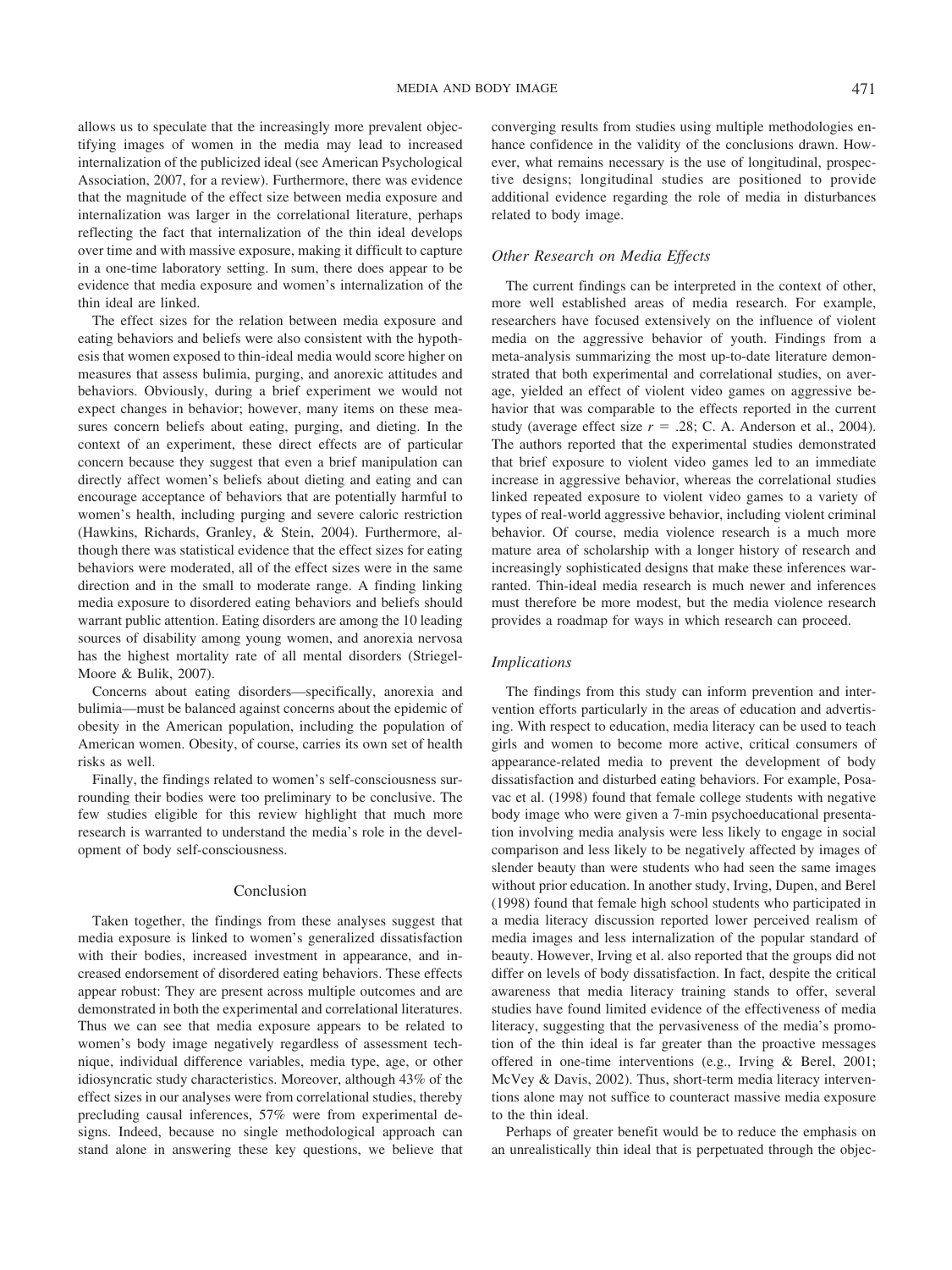allows us to speculate that the increasingly more prevalent objectifying images of women in the media may lead to increased internalization of the publicized ideal (see American Psychological Association, 2007, for a review). Furthermore, there was evidence that the magnitude of the effect size between media exposure and internalization was larger in the correlational literature, perhaps reflecting the fact that internalization of the thin ideal develops over time and with massive exposure, making it difficult to capture in a one-time laboratory setting. In sum, there does appear to be evidence that media exposure and women's internalization of the thin ideal are linked.

The effect sizes for the relation between media exposure and eating behaviors and beliefs were also consistent with the hypothesis that women exposed to thin-ideal media would score higher on measures that assess bulimia, purging, and anorexic attitudes and behaviors. Obviously, during a brief experiment we would not expect changes in behavior; however, many items on these measures concern beliefs about eating, purging, and dieting. In the context of an experiment, these direct effects are of particular concern because they suggest that even a brief manipulation can directly affect women's beliefs about dieting and eating and can encourage acceptance of behaviors that are potentially harmful to women's health, including purging and severe caloric restriction (Hawkins, Richards, Granley, & Stein, 2004). Furthermore, although there was statistical evidence that the effect sizes for eating behaviors were moderated, all of the effect sizes were in the same direction and in the small to moderate range. A finding linking media exposure to disordered eating behaviors and beliefs should warrant public attention. Eating disorders are among the 10 leading sources of disability among young women, and anorexia nervosa has the highest mortality rate of all mental disorders (Striegel-Moore & Bulik, 2007).

Concerns about eating disorders—specifically, anorexia and bulimia—must be balanced against concerns about the epidemic of obesity in the American population, including the population of American women. Obesity, of course, carries its own set of health risks as well.

Finally, the findings related to women's self-consciousness surrounding their bodies were too preliminary to be conclusive. The few studies eligible for this review highlight that much more research is warranted to understand the media's role in the development of body self-consciousness.

## Conclusion

Taken together, the findings from these analyses suggest that media exposure is linked to women's generalized dissatisfaction with their bodies, increased investment in appearance, and increased endorsement of disordered eating behaviors. These effects appear robust: They are present across multiple outcomes and are demonstrated in both the experimental and correlational literatures. Thus we can see that media exposure appears to be related to women's body image negatively regardless of assessment technique, individual difference variables, media type, age, or other idiosyncratic study characteristics. Moreover, although 43% of the effect sizes in our analyses were from correlational studies, thereby precluding causal inferences, 57% were from experimental designs. Indeed, because no single methodological approach can stand alone in answering these key questions, we believe that converging results from studies using multiple methodologies enhance confidence in the validity of the conclusions drawn. However, what remains necessary is the use of longitudinal, prospective designs; longitudinal studies are positioned to provide additional evidence regarding the role of media in disturbances related to body image.

### *Other Research on Media Effects*

The current findings can be interpreted in the context of other, more well established areas of media research. For example, researchers have focused extensively on the influence of violent media on the aggressive behavior of youth. Findings from a meta-analysis summarizing the most up-to-date literature demonstrated that both experimental and correlational studies, on average, yielded an effect of violent video games on aggressive behavior that was comparable to the effects reported in the current study (average effect size $r = .28$; C. A. Anderson et al., 2004). The authors reported that the experimental studies demonstrated that brief exposure to violent video games led to an immediate increase in aggressive behavior, whereas the correlational studies linked repeated exposure to violent video games to a variety of types of real-world aggressive behavior, including violent criminal behavior. Of course, media violence research is a much more mature area of scholarship with a longer history of research and increasingly sophisticated designs that make these inferences warranted. Thin-ideal media research is much newer and inferences must therefore be more modest, but the media violence research provides a roadmap for ways in which research can proceed.

### *Implications*

The findings from this study can inform prevention and intervention efforts particularly in the areas of education and advertising. With respect to education, media literacy can be used to teach girls and women to become more active, critical consumers of appearance-related media to prevent the development of body dissatisfaction and disturbed eating behaviors. For example, Posavac et al. (1998) found that female college students with negative body image who were given a 7-min psychoeducational presentation involving media analysis were less likely to engage in social comparison and less likely to be negatively affected by images of slender beauty than were students who had seen the same images without prior education. In another study, Irving, Dupen, and Berel (1998) found that female high school students who participated in a media literacy discussion reported lower perceived realism of media images and less internalization of the popular standard of beauty. However, Irving et al. also reported that the groups did not differ on levels of body dissatisfaction. In fact, despite the critical awareness that media literacy training stands to offer, several studies have found limited evidence of the effectiveness of media literacy, suggesting that the pervasiveness of the media's promotion of the thin ideal is far greater than the proactive messages offered in one-time interventions (e.g., Irving & Berel, 2001; McVey & Davis, 2002). Thus, short-term media literacy interventions alone may not suffice to counteract massive media exposure to the thin ideal.

Perhaps of greater benefit would be to reduce the emphasis on an unrealistically thin ideal that is perpetuated through the objec-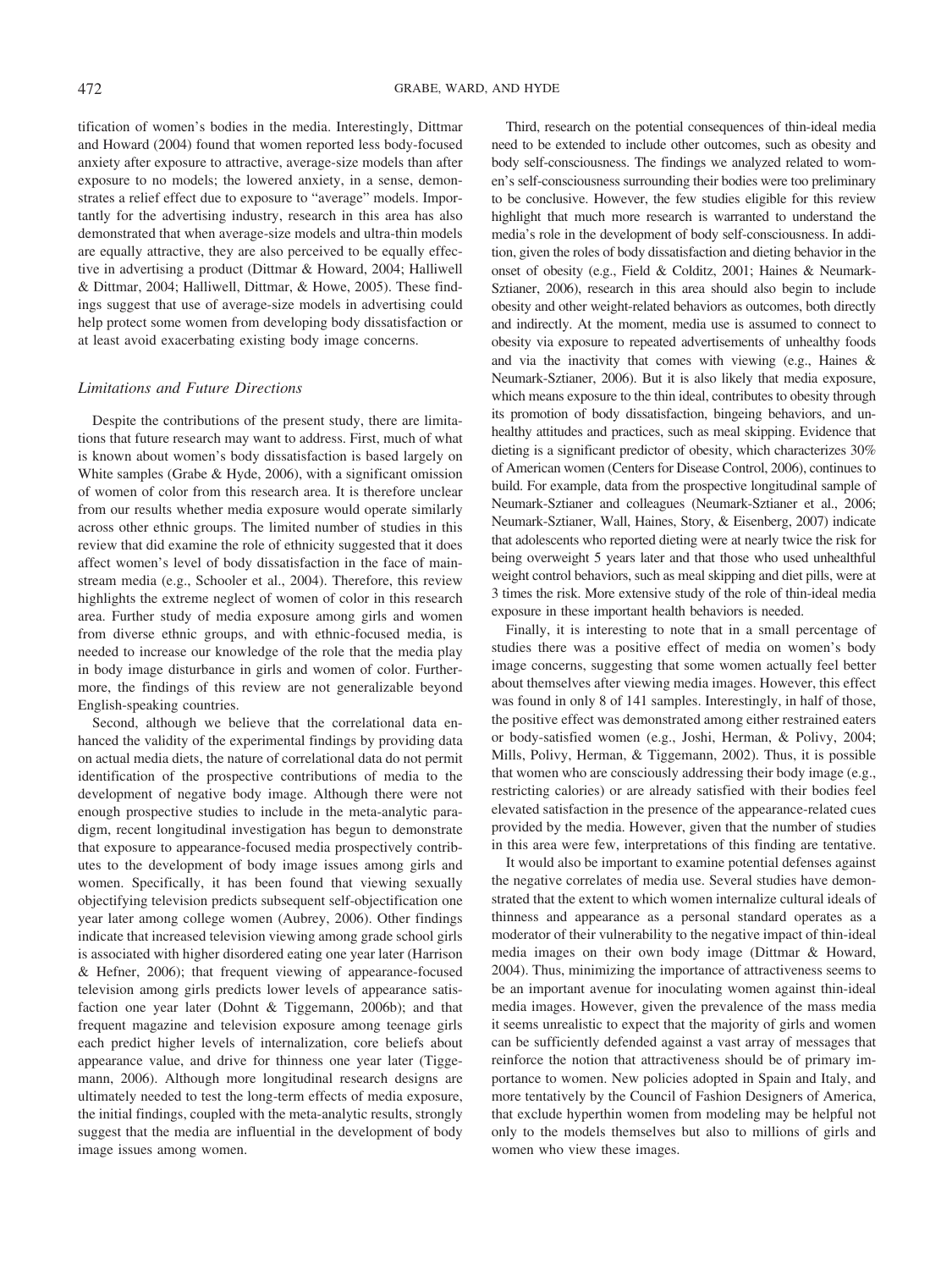tification of women's bodies in the media. Interestingly, Dittmar and Howard (2004) found that women reported less body-focused anxiety after exposure to attractive, average-size models than after exposure to no models; the lowered anxiety, in a sense, demonstrates a relief effect due to exposure to "average" models. Importantly for the advertising industry, research in this area has also demonstrated that when average-size models and ultra-thin models are equally attractive, they are also perceived to be equally effective in advertising a product (Dittmar & Howard, 2004; Halliwell & Dittmar, 2004; Halliwell, Dittmar, & Howe, 2005). These findings suggest that use of average-size models in advertising could help protect some women from developing body dissatisfaction or at least avoid exacerbating existing body image concerns.

### *Limitations and Future Directions*

Despite the contributions of the present study, there are limitations that future research may want to address. First, much of what is known about women's body dissatisfaction is based largely on White samples (Grabe & Hyde, 2006), with a significant omission of women of color from this research area. It is therefore unclear from our results whether media exposure would operate similarly across other ethnic groups. The limited number of studies in this review that did examine the role of ethnicity suggested that it does affect women's level of body dissatisfaction in the face of mainstream media (e.g., Schooler et al., 2004). Therefore, this review highlights the extreme neglect of women of color in this research area. Further study of media exposure among girls and women from diverse ethnic groups, and with ethnic-focused media, is needed to increase our knowledge of the role that the media play in body image disturbance in girls and women of color. Furthermore, the findings of this review are not generalizable beyond English-speaking countries.

Second, although we believe that the correlational data enhanced the validity of the experimental findings by providing data on actual media diets, the nature of correlational data do not permit identification of the prospective contributions of media to the development of negative body image. Although there were not enough prospective studies to include in the meta-analytic paradigm, recent longitudinal investigation has begun to demonstrate that exposure to appearance-focused media prospectively contributes to the development of body image issues among girls and women. Specifically, it has been found that viewing sexually objectifying television predicts subsequent self-objectification one year later among college women (Aubrey, 2006). Other findings indicate that increased television viewing among grade school girls is associated with higher disordered eating one year later (Harrison & Hefner, 2006); that frequent viewing of appearance-focused television among girls predicts lower levels of appearance satisfaction one year later (Dohnt & Tiggemann, 2006b); and that frequent magazine and television exposure among teenage girls each predict higher levels of internalization, core beliefs about appearance value, and drive for thinness one year later (Tiggemann, 2006). Although more longitudinal research designs are ultimately needed to test the long-term effects of media exposure, the initial findings, coupled with the meta-analytic results, strongly suggest that the media are influential in the development of body image issues among women.

Third, research on the potential consequences of thin-ideal media need to be extended to include other outcomes, such as obesity and body self-consciousness. The findings we analyzed related to women's self-consciousness surrounding their bodies were too preliminary to be conclusive. However, the few studies eligible for this review highlight that much more research is warranted to understand the media's role in the development of body self-consciousness. In addition, given the roles of body dissatisfaction and dieting behavior in the onset of obesity (e.g., Field & Colditz, 2001; Haines & Neumark-Sztianer, 2006), research in this area should also begin to include obesity and other weight-related behaviors as outcomes, both directly and indirectly. At the moment, media use is assumed to connect to obesity via exposure to repeated advertisements of unhealthy foods and via the inactivity that comes with viewing (e.g., Haines & Neumark-Sztianer, 2006). But it is also likely that media exposure, which means exposure to the thin ideal, contributes to obesity through its promotion of body dissatisfaction, bingeing behaviors, and unhealthy attitudes and practices, such as meal skipping. Evidence that dieting is a significant predictor of obesity, which characterizes 30% of American women (Centers for Disease Control, 2006), continues to build. For example, data from the prospective longitudinal sample of Neumark-Sztianer and colleagues (Neumark-Sztianer et al., 2006; Neumark-Sztianer, Wall, Haines, Story, & Eisenberg, 2007) indicate that adolescents who reported dieting were at nearly twice the risk for being overweight 5 years later and that those who used unhealthful weight control behaviors, such as meal skipping and diet pills, were at 3 times the risk. More extensive study of the role of thin-ideal media exposure in these important health behaviors is needed.

Finally, it is interesting to note that in a small percentage of studies there was a positive effect of media on women's body image concerns, suggesting that some women actually feel better about themselves after viewing media images. However, this effect was found in only 8 of 141 samples. Interestingly, in half of those, the positive effect was demonstrated among either restrained eaters or body-satisfied women (e.g., Joshi, Herman, & Polivy, 2004; Mills, Polivy, Herman, & Tiggemann, 2002). Thus, it is possible that women who are consciously addressing their body image (e.g., restricting calories) or are already satisfied with their bodies feel elevated satisfaction in the presence of the appearance-related cues provided by the media. However, given that the number of studies in this area were few, interpretations of this finding are tentative.

It would also be important to examine potential defenses against the negative correlates of media use. Several studies have demonstrated that the extent to which women internalize cultural ideals of thinness and appearance as a personal standard operates as a moderator of their vulnerability to the negative impact of thin-ideal media images on their own body image (Dittmar & Howard, 2004). Thus, minimizing the importance of attractiveness seems to be an important avenue for inoculating women against thin-ideal media images. However, given the prevalence of the mass media it seems unrealistic to expect that the majority of girls and women can be sufficiently defended against a vast array of messages that reinforce the notion that attractiveness should be of primary importance to women. New policies adopted in Spain and Italy, and more tentatively by the Council of Fashion Designers of America, that exclude hyperthin women from modeling may be helpful not only to the models themselves but also to millions of girls and women who view these images.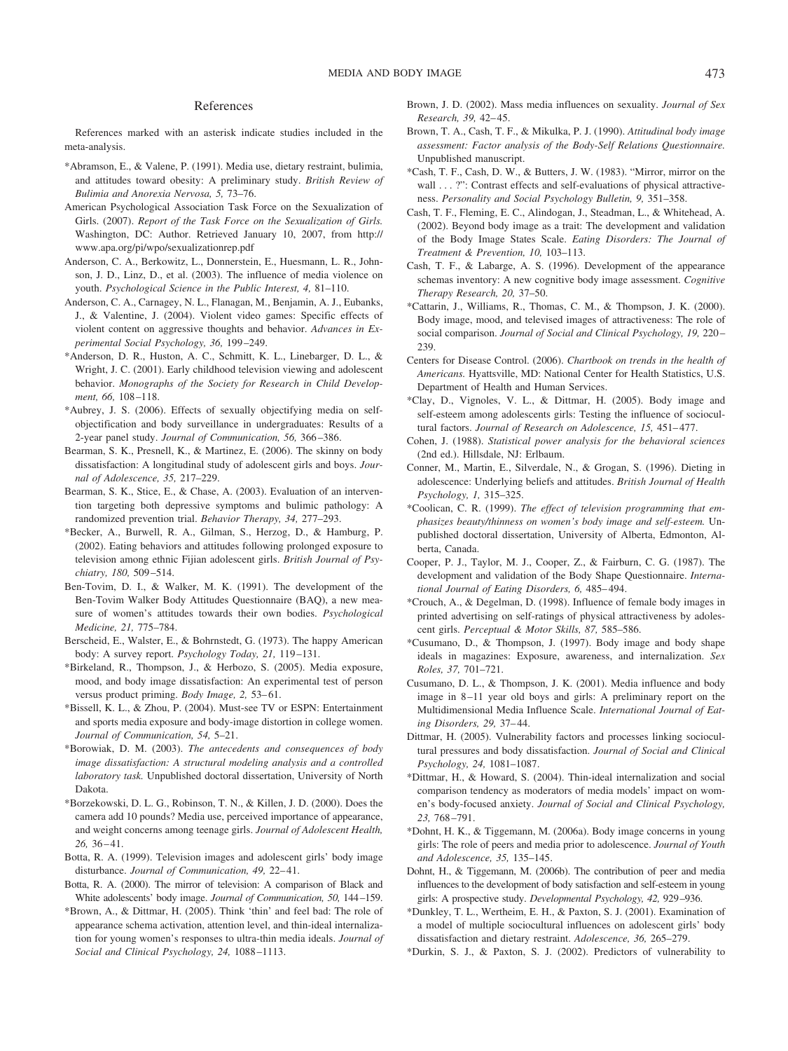## References

References marked with an asterisk indicate studies included in the meta-analysis.

*Abramson, E., & Valene, P. (1991). Media use, dietary restraint, bulimia, and attitudes toward obesity: A preliminary study. *British Review of Bulimia and Anorexia Nervosa, 5,* 73–76.

American Psychological Association Task Force on the Sexualization of Girls. (2007). *Report of the Task Force on the Sexualization of Girls.* Washington, DC: Author. Retrieved January 10, 2007, from http://www.apa.org/pi/wpo/sexualizationrep.pdf

Anderson, C. A., Berkowitz, L., Donnerstein, E., Huesmann, L. R., Johnson, J. D., Linz, D., et al. (2003). The influence of media violence on youth. *Psychological Science in the Public Interest, 4,* 81–110.

Anderson, C. A., Carnagey, N. L., Flanagan, M., Benjamin, A. J., Eubanks, J., & Valentine, J. (2004). Violent video games: Specific effects of violent content on aggressive thoughts and behavior. *Advances in Experimental Social Psychology, 36,* 199–249.

*Anderson, D. R., Huston, A. C., Schmitt, K. L., Linebarger, D. L., & Wright, J. C. (2001). Early childhood television viewing and adolescent behavior. *Monographs of the Society for Research in Child Development, 66,* 108–118.

*Aubrey, J. S. (2006). Effects of sexually objectifying media on self-objectification and body surveillance in undergraduates: Results of a 2-year panel study. *Journal of Communication, 56,* 366–386.

Bearman, S. K., Presnell, K., & Martinez, E. (2006). The skinny on body dissatisfaction: A longitudinal study of adolescent girls and boys. *Journal of Adolescence, 35,* 217–229.

Bearman, S. K., Stice, E., & Chase, A. (2003). Evaluation of an intervention targeting both depressive symptoms and bulimic pathology: A randomized prevention trial. *Behavior Therapy, 34,* 277–293.

*Becker, A., Burwell, R. A., Gilman, S., Herzog, D., & Hamburg, P. (2002). Eating behaviors and attitudes following prolonged exposure to television among ethnic Fijian adolescent girls. *British Journal of Psychiatry, 180,* 509–514.

Ben-Tovim, D. I., & Walker, M. K. (1991). The development of the Ben-Tovim Walker Body Attitudes Questionnaire (BAQ), a new measure of women's attitudes towards their own bodies. *Psychological Medicine, 21,* 775–784.

Berscheid, E., Walster, E., & Bohrnstedt, G. (1973). The happy American body: A survey report. *Psychology Today, 21,* 119–131.

*Birkeland, R., Thompson, J., & Herbozo, S. (2005). Media exposure, mood, and body image dissatisfaction: An experimental test of person versus product priming. *Body Image, 2,* 53–61.

*Bissell, K. L., & Zhou, P. (2004). Must-see TV or ESPN: Entertainment and sports media exposure and body-image distortion in college women. *Journal of Communication, 54,* 5–21.

*Borowiak, D. M. (2003). *The antecedents and consequences of body image dissatisfaction: A structural modeling analysis and a controlled laboratory task.* Unpublished doctoral dissertation, University of North Dakota.

*Borzekowski, D. L. G., Robinson, T. N., & Killen, J. D. (2000). Does the camera add 10 pounds? Media use, perceived importance of appearance, and weight concerns among teenage girls. *Journal of Adolescent Health, 26,* 36–41.

Botta, R. A. (1999). Television images and adolescent girls' body image disturbance. *Journal of Communication, 49,* 22–41.

Botta, R. A. (2000). The mirror of television: A comparison of Black and White adolescents' body image. *Journal of Communication, 50,* 144–159.

*Brown, A., & Dittmar, H. (2005). Think 'thin' and feel bad: The role of appearance schema activation, attention level, and thin-ideal internalization for young women's responses to ultra-thin media ideals. *Journal of Social and Clinical Psychology, 24,* 1088–1113.

Brown, J. D. (2002). Mass media influences on sexuality. *Journal of Sex Research, 39,* 42–45.

Brown, T. A., Cash, T. F., & Mikulka, P. J. (1990). *Attitudinal body image assessment: Factor analysis of the Body-Self Relations Questionnaire.* Unpublished manuscript.

*Cash, T. F., Cash, D. W., & Butters, J. W. (1983). "Mirror, mirror on the wall . . . ?": Contrast effects and self-evaluations of physical attractiveness. *Personality and Social Psychology Bulletin, 9,* 351–358.

Cash, T. F., Fleming, E. C., Alindogan, J., Steadman, L., & Whitehead, A. (2002). Beyond body image as a trait: The development and validation of the Body Image States Scale. *Eating Disorders: The Journal of Treatment & Prevention, 10,* 103–113.

Cash, T. F., & Labarge, A. S. (1996). Development of the appearance schemas inventory: A new cognitive body image assessment. *Cognitive Therapy Research, 20,* 37–50.

*Cattarin, J., Williams, R., Thomas, C. M., & Thompson, J. K. (2000). Body image, mood, and televised images of attractiveness: The role of social comparison. *Journal of Social and Clinical Psychology, 19,* 220–239.

Centers for Disease Control. (2006). *Chartbook on trends in the health of Americans.* Hyattsville, MD: National Center for Health Statistics, U.S. Department of Health and Human Services.

*Clay, D., Vignoles, V. L., & Dittmar, H. (2005). Body image and self-esteem among adolescents girls: Testing the influence of sociocultural factors. *Journal of Research on Adolescence, 15,* 451–477.

Cohen, J. (1988). *Statistical power analysis for the behavioral sciences* (2nd ed.). Hillsdale, NJ: Erlbaum.

Conner, M., Martin, E., Silverdale, N., & Grogan, S. (1996). Dieting in adolescence: Underlying beliefs and attitudes. *British Journal of Health Psychology, 1,* 315–325.

*Coolican, C. R. (1999). *The effect of television programming that emphasizes beauty/thinness on women's body image and self-esteem.* Unpublished doctoral dissertation, University of Alberta, Edmonton, Alberta, Canada.

Cooper, P. J., Taylor, M. J., Cooper, Z., & Fairburn, C. G. (1987). The development and validation of the Body Shape Questionnaire. *International Journal of Eating Disorders, 6,* 485–494.

*Crouch, A., & Degelman, D. (1998). Influence of female body images in printed advertising on self-ratings of physical attractiveness by adolescent girls. *Perceptual & Motor Skills, 87,* 585–586.

*Cusumano, D., & Thompson, J. (1997). Body image and body shape ideals in magazines: Exposure, awareness, and internalization. *Sex Roles, 37,* 701–721.

Cusumano, D. L., & Thompson, J. K. (2001). Media influence and body image in 8–11 year old boys and girls: A preliminary report on the Multidimensional Media Influence Scale. *International Journal of Eating Disorders, 29,* 37–44.

Dittmar, H. (2005). Vulnerability factors and processes linking sociocultural pressures and body dissatisfaction. *Journal of Social and Clinical Psychology, 24,* 1081–1087.

*Dittmar, H., & Howard, S. (2004). Thin-ideal internalization and social comparison tendency as moderators of media models' impact on women's body-focused anxiety. *Journal of Social and Clinical Psychology, 23,* 768–791.

*Dohnt, H. K., & Tiggemann, M. (2006a). Body image concerns in young girls: The role of peers and media prior to adolescence. *Journal of Youth and Adolescence, 35,* 135–145.

Dohnt, H., & Tiggemann, M. (2006b). The contribution of peer and media influences to the development of body satisfaction and self-esteem in young girls: A prospective study. *Developmental Psychology, 42,* 929–936.

*Dunkley, T. L., Wertheim, E. H., & Paxton, S. J. (2001). Examination of a model of multiple sociocultural influences on adolescent girls' body dissatisfaction and dietary restraint. *Adolescence, 36,* 265–279.

*Durkin, S. J., & Paxton, S. J. (2002). Predictors of vulnerability to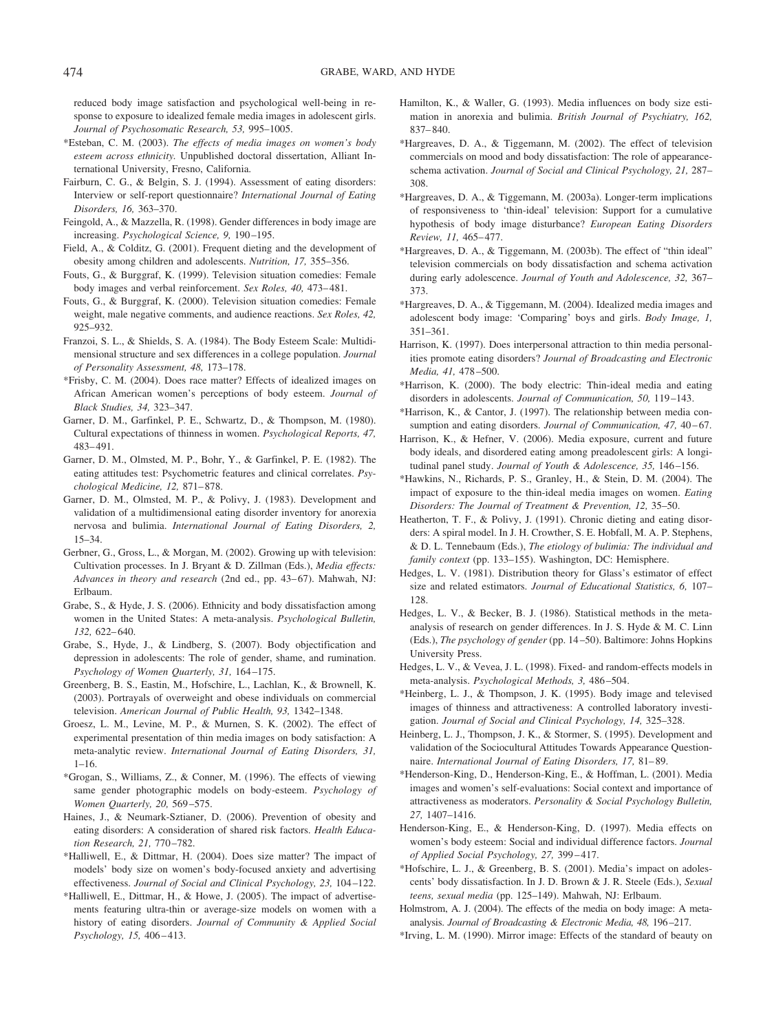reduced body image satisfaction and psychological well-being in response to exposure to idealized female media images in adolescent girls. *Journal of Psychosomatic Research, 53,* 995–1005.

*Esteban, C. M. (2003). *The effects of media images on women's body esteem across ethnicity.* Unpublished doctoral dissertation, Alliant International University, Fresno, California.

Fairburn, C. G., & Belgin, S. J. (1994). Assessment of eating disorders: Interview or self-report questionnaire? *International Journal of Eating Disorders, 16,* 363–370.

Feingold, A., & Mazzella, R. (1998). Gender differences in body image are increasing. *Psychological Science, 9,* 190–195.

Field, A., & Colditz, G. (2001). Frequent dieting and the development of obesity among children and adolescents. *Nutrition, 17,* 355–356.

Fouts, G., & Burggraf, K. (1999). Television situation comedies: Female body images and verbal reinforcement. *Sex Roles, 40,* 473–481.

Fouts, G., & Burggraf, K. (2000). Television situation comedies: Female weight, male negative comments, and audience reactions. *Sex Roles, 42,* 925–932.

Franzoi, S. L., & Shields, S. A. (1984). The Body Esteem Scale: Multidimensional structure and sex differences in a college population. *Journal of Personality Assessment, 48,* 173–178.

*Frisby, C. M. (2004). Does race matter? Effects of idealized images on African American women's perceptions of body esteem. *Journal of Black Studies, 34,* 323–347.

Garner, D. M., Garfinkel, P. E., Schwartz, D., & Thompson, M. (1980). Cultural expectations of thinness in women. *Psychological Reports, 47,* 483–491.

Garner, D. M., Olmsted, M. P., Bohr, Y., & Garfinkel, P. E. (1982). The eating attitudes test: Psychometric features and clinical correlates. *Psychological Medicine, 12,* 871–878.

Garner, D. M., Olmsted, M. P., & Polivy, J. (1983). Development and validation of a multidimensional eating disorder inventory for anorexia nervosa and bulimia. *International Journal of Eating Disorders, 2,* 15–34.

Gerbner, G., Gross, L., & Morgan, M. (2002). Growing up with television: Cultivation processes. In J. Bryant & D. Zillman (Eds.), *Media effects: Advances in theory and research* (2nd ed., pp. 43–67). Mahwah, NJ: Erlbaum.

Grabe, S., & Hyde, J. S. (2006). Ethnicity and body dissatisfaction among women in the United States: A meta-analysis. *Psychological Bulletin, 132,* 622–640.

Grabe, S., Hyde, J., & Lindberg, S. (2007). Body objectification and depression in adolescents: The role of gender, shame, and rumination. *Psychology of Women Quarterly, 31,* 164–175.

Greenberg, B. S., Eastin, M., Hofschire, L., Lachlan, K., & Brownell, K. (2003). Portrayals of overweight and obese individuals on commercial television. *American Journal of Public Health, 93,* 1342–1348.

Groesz, L. M., Levine, M. P., & Murnen, S. K. (2002). The effect of experimental presentation of thin media images on body satisfaction: A meta-analytic review. *International Journal of Eating Disorders, 31,* 1–16.

*Grogan, S., Williams, Z., & Conner, M. (1996). The effects of viewing same gender photographic models on body-esteem. *Psychology of Women Quarterly, 20,* 569–575.

Haines, J., & Neumark-Sztianer, D. (2006). Prevention of obesity and eating disorders: A consideration of shared risk factors. *Health Education Research, 21,* 770–782.

*Halliwell, E., & Dittmar, H. (2004). Does size matter? The impact of models' body size on women's body-focused anxiety and advertising effectiveness. *Journal of Social and Clinical Psychology, 23,* 104–122.

*Halliwell, E., Dittmar, H., & Howe, J. (2005). The impact of advertisements featuring ultra-thin or average-size models on women with a history of eating disorders. *Journal of Community & Applied Social Psychology, 15,* 406–413.

Hamilton, K., & Waller, G. (1993). Media influences on body size estimation in anorexia and bulimia. *British Journal of Psychiatry, 162,* 837–840.

*Hargreaves, D. A., & Tiggemann, M. (2002). The effect of television commercials on mood and body dissatisfaction: The role of appearance-schema activation. *Journal of Social and Clinical Psychology, 21,* 287–308.

*Hargreaves, D. A., & Tiggemann, M. (2003a). Longer-term implications of responsiveness to 'thin-ideal' television: Support for a cumulative hypothesis of body image disturbance? *European Eating Disorders Review, 11,* 465–477.

*Hargreaves, D. A., & Tiggemann, M. (2003b). The effect of "thin ideal" television commercials on body dissatisfaction and schema activation during early adolescence. *Journal of Youth and Adolescence, 32,* 367–373.

*Hargreaves, D. A., & Tiggemann, M. (2004). Idealized media images and adolescent body image: 'Comparing' boys and girls. *Body Image, 1,* 351–361.

Harrison, K. (1997). Does interpersonal attraction to thin media personalities promote eating disorders? *Journal of Broadcasting and Electronic Media, 41,* 478–500.

*Harrison, K. (2000). The body electric: Thin-ideal media and eating disorders in adolescents. *Journal of Communication, 50,* 119–143.

*Harrison, K., & Cantor, J. (1997). The relationship between media consumption and eating disorders. *Journal of Communication, 47,* 40–67.

Harrison, K., & Hefner, V. (2006). Media exposure, current and future body ideals, and disordered eating among preadolescent girls: A longitudinal panel study. *Journal of Youth & Adolescence, 35,* 146–156.

*Hawkins, N., Richards, P. S., Granley, H., & Stein, D. M. (2004). The impact of exposure to the thin-ideal media images on women. *Eating Disorders: The Journal of Treatment & Prevention, 12,* 35–50.

Heatherton, T. F., & Polivy, J. (1991). Chronic dieting and eating disorders: A spiral model. In J. H. Crowther, S. E. Hobfall, M. A. P. Stephens, & D. L. Tennebaum (Eds.), *The etiology of bulimia: The individual and family context* (pp. 133–155). Washington, DC: Hemisphere.

Hedges, L. V. (1981). Distribution theory for Glass's estimator of effect size and related estimators. *Journal of Educational Statistics, 6,* 107–128.

Hedges, L. V., & Becker, B. J. (1986). Statistical methods in the meta-analysis of research on gender differences. In J. S. Hyde & M. C. Linn (Eds.), *The psychology of gender* (pp. 14–50). Baltimore: Johns Hopkins University Press.

Hedges, L. V., & Vevea, J. L. (1998). Fixed- and random-effects models in meta-analysis. *Psychological Methods, 3,* 486–504.

*Heinberg, L. J., & Thompson, J. K. (1995). Body image and televised images of thinness and attractiveness: A controlled laboratory investigation. *Journal of Social and Clinical Psychology, 14,* 325–328.

Heinberg, L. J., Thompson, J. K., & Stormer, S. (1995). Development and validation of the Sociocultural Attitudes Towards Appearance Questionnaire. *International Journal of Eating Disorders, 17,* 81–89.

*Henderson-King, D., Henderson-King, E., & Hoffman, L. (2001). Media images and women's self-evaluations: Social context and importance of attractiveness as moderators. *Personality & Social Psychology Bulletin, 27,* 1407–1416.

Henderson-King, E., & Henderson-King, D. (1997). Media effects on women's body esteem: Social and individual difference factors. *Journal of Applied Social Psychology, 27,* 399–417.

*Hofschire, L. J., & Greenberg, B. S. (2001). Media's impact on adolescents' body dissatisfaction. In J. D. Brown & J. R. Steele (Eds.), *Sexual teens, sexual media* (pp. 125–149). Mahwah, NJ: Erlbaum.

Holmstrom, A. J. (2004). The effects of the media on body image: A meta-analysis. *Journal of Broadcasting & Electronic Media, 48,* 196–217.

*Irving, L. M. (1990). Mirror image: Effects of the standard of beauty on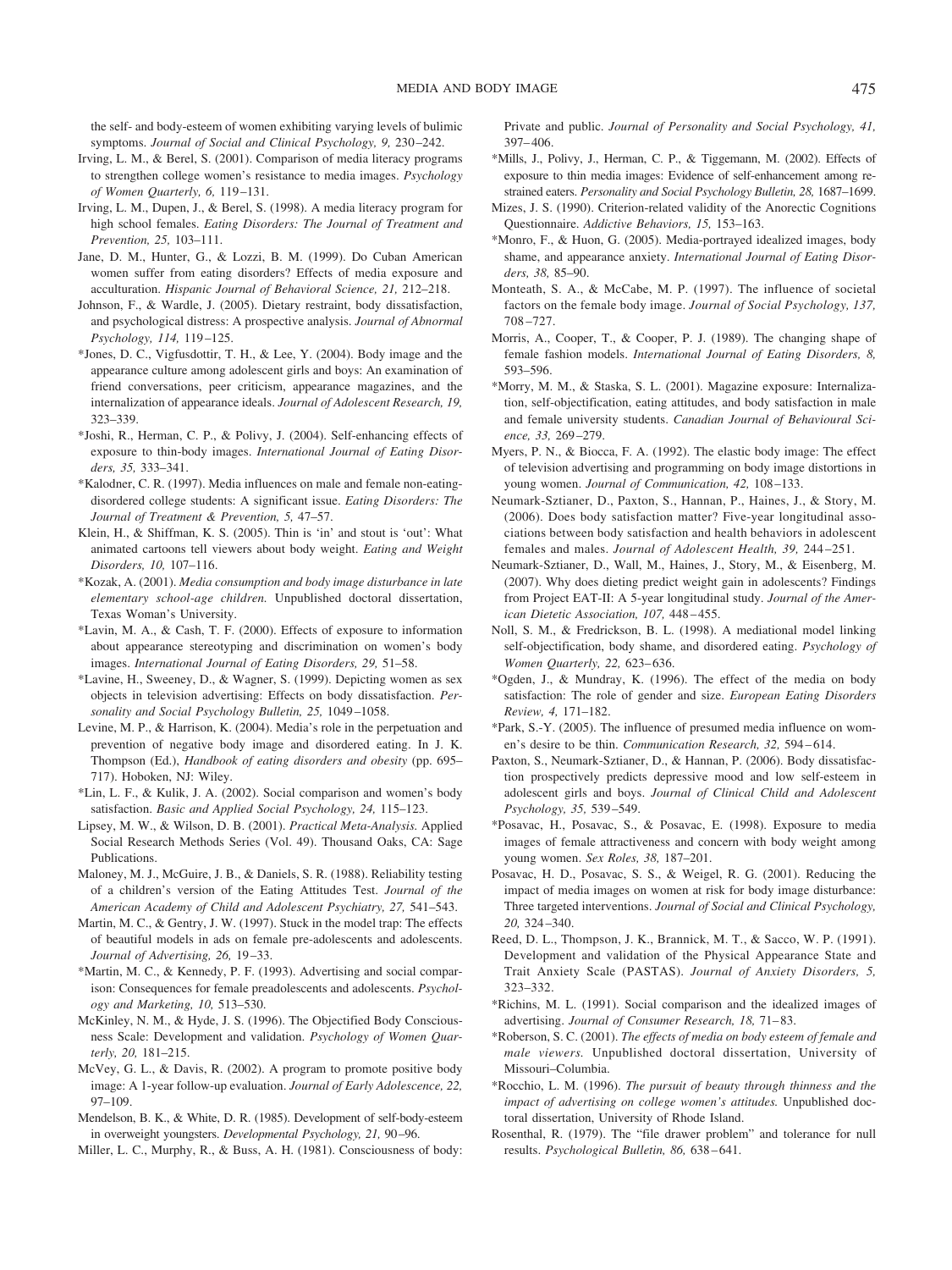the self- and body-esteem of women exhibiting varying levels of bulimic symptoms. *Journal of Social and Clinical Psychology, 9,* 230–242.

Irving, L. M., & Berel, S. (2001). Comparison of media literacy programs to strengthen college women's resistance to media images. *Psychology of Women Quarterly, 6,* 119–131.

Irving, L. M., Dupen, J., & Berel, S. (1998). A media literacy program for high school females. *Eating Disorders: The Journal of Treatment and Prevention, 25,* 103–111.

Jane, D. M., Hunter, G., & Lozzi, B. M. (1999). Do Cuban American women suffer from eating disorders? Effects of media exposure and acculturation. *Hispanic Journal of Behavioral Science, 21,* 212–218.

Johnson, F., & Wardle, J. (2005). Dietary restraint, body dissatisfaction, and psychological distress: A prospective analysis. *Journal of Abnormal Psychology, 114,* 119–125.

*Jones, D. C., Vigfusdottir, T. H., & Lee, Y. (2004). Body image and the appearance culture among adolescent girls and boys: An examination of friend conversations, peer criticism, appearance magazines, and the internalization of appearance ideals. *Journal of Adolescent Research, 19,* 323–339.

*Joshi, R., Herman, C. P., & Polivy, J. (2004). Self-enhancing effects of exposure to thin-body images. *International Journal of Eating Disorders, 35,* 333–341.

*Kalodner, C. R. (1997). Media influences on male and female non-eating-disordered college students: A significant issue. *Eating Disorders: The Journal of Treatment & Prevention, 5,* 47–57.

Klein, H., & Shiffman, K. S. (2005). Thin is 'in' and stout is 'out': What animated cartoons tell viewers about body weight. *Eating and Weight Disorders, 10,* 107–116.

*Kozak, A. (2001). *Media consumption and body image disturbance in late elementary school-age children.* Unpublished doctoral dissertation, Texas Woman's University.

*Lavin, M. A., & Cash, T. F. (2000). Effects of exposure to information about appearance stereotyping and discrimination on women's body images. *International Journal of Eating Disorders, 29,* 51–58.

*Lavine, H., Sweeney, D., & Wagner, S. (1999). Depicting women as sex objects in television advertising: Effects on body dissatisfaction. *Personality and Social Psychology Bulletin, 25,* 1049–1058.

Levine, M. P., & Harrison, K. (2004). Media's role in the perpetuation and prevention of negative body image and disordered eating. In J. K. Thompson (Ed.), *Handbook of eating disorders and obesity* (pp. 695–717). Hoboken, NJ: Wiley.

*Lin, L. F., & Kulik, J. A. (2002). Social comparison and women's body satisfaction. *Basic and Applied Social Psychology, 24,* 115–123.

Lipsey, M. W., & Wilson, D. B. (2001). *Practical Meta-Analysis.* Applied Social Research Methods Series (Vol. 49). Thousand Oaks, CA: Sage Publications.

Maloney, M. J., McGuire, J. B., & Daniels, S. R. (1988). Reliability testing of a children's version of the Eating Attitudes Test. *Journal of the American Academy of Child and Adolescent Psychiatry, 27,* 541–543.

Martin, M. C., & Gentry, J. W. (1997). Stuck in the model trap: The effects of beautiful models in ads on female pre-adolescents and adolescents. *Journal of Advertising, 26,* 19–33.

*Martin, M. C., & Kennedy, P. F. (1993). Advertising and social comparison: Consequences for female preadolescents and adolescents. *Psychology and Marketing, 10,* 513–530.

McKinley, N. M., & Hyde, J. S. (1996). The Objectified Body Consciousness Scale: Development and validation. *Psychology of Women Quarterly, 20,* 181–215.

McVey, G. L., & Davis, R. (2002). A program to promote positive body image: A 1-year follow-up evaluation. *Journal of Early Adolescence, 22,* 97–109.

Mendelson, B. K., & White, D. R. (1985). Development of self-body-esteem in overweight youngsters. *Developmental Psychology, 21,* 90–96.

Miller, L. C., Murphy, R., & Buss, A. H. (1981). Consciousness of body: Private and public. *Journal of Personality and Social Psychology, 41,* 397–406.

*Mills, J., Polivy, J., Herman, C. P., & Tiggemann, M. (2002). Effects of exposure to thin media images: Evidence of self-enhancement among restrained eaters. *Personality and Social Psychology Bulletin, 28,* 1687–1699.

Mizes, J. S. (1990). Criterion-related validity of the Anorectic Cognitions Questionnaire. *Addictive Behaviors, 15,* 153–163.

*Monro, F., & Huon, G. (2005). Media-portrayed idealized images, body shame, and appearance anxiety. *International Journal of Eating Disorders, 38,* 85–90.

Monteath, S. A., & McCabe, M. P. (1997). The influence of societal factors on the female body image. *Journal of Social Psychology, 137,* 708–727.

Morris, A., Cooper, T., & Cooper, P. J. (1989). The changing shape of female fashion models. *International Journal of Eating Disorders, 8,* 593–596.

*Morry, M. M., & Staska, S. L. (2001). Magazine exposure: Internalization, self-objectification, eating attitudes, and body satisfaction in male and female university students. *Canadian Journal of Behavioural Science, 33,* 269–279.

Myers, P. N., & Biocca, F. A. (1992). The elastic body image: The effect of television advertising and programming on body image distortions in young women. *Journal of Communication, 42,* 108–133.

Neumark-Sztianer, D., Paxton, S., Hannan, P., Haines, J., & Story, M. (2006). Does body satisfaction matter? Five-year longitudinal associations between body satisfaction and health behaviors in adolescent females and males. *Journal of Adolescent Health, 39,* 244–251.

Neumark-Sztianer, D., Wall, M., Haines, J., Story, M., & Eisenberg, M. (2007). Why does dieting predict weight gain in adolescents? Findings from Project EAT-II: A 5-year longitudinal study. *Journal of the American Dietetic Association, 107,* 448–455.

Noll, S. M., & Fredrickson, B. L. (1998). A mediational model linking self-objectification, body shame, and disordered eating. *Psychology of Women Quarterly, 22,* 623–636.

*Ogden, J., & Mundray, K. (1996). The effect of the media on body satisfaction: The role of gender and size. *European Eating Disorders Review, 4,* 171–182.

*Park, S.-Y. (2005). The influence of presumed media influence on women's desire to be thin. *Communication Research, 32,* 594–614.

Paxton, S., Neumark-Sztianer, D., & Hannan, P. (2006). Body dissatisfaction prospectively predicts depressive mood and low self-esteem in adolescent girls and boys. *Journal of Clinical Child and Adolescent Psychology, 35,* 539–549.

*Posavac, H., Posavac, S., & Posavac, E. (1998). Exposure to media images of female attractiveness and concern with body weight among young women. *Sex Roles, 38,* 187–201.

Posavac, H. D., Posavac, S. S., & Weigel, R. G. (2001). Reducing the impact of media images on women at risk for body image disturbance: Three targeted interventions. *Journal of Social and Clinical Psychology, 20,* 324–340.

Reed, D. L., Thompson, J. K., Brannick, M. T., & Sacco, W. P. (1991). Development and validation of the Physical Appearance State and Trait Anxiety Scale (PASTAS). *Journal of Anxiety Disorders, 5,* 323–332.

*Richins, M. L. (1991). Social comparison and the idealized images of advertising. *Journal of Consumer Research, 18,* 71–83.

*Roberson, S. C. (2001). *The effects of media on body esteem of female and male viewers.* Unpublished doctoral dissertation, University of Missouri–Columbia.

*Rocchio, L. M. (1996). *The pursuit of beauty through thinness and the impact of advertising on college women's attitudes.* Unpublished doctoral dissertation, University of Rhode Island.

Rosenthal, R. (1979). The "file drawer problem" and tolerance for null results. *Psychological Bulletin, 86,* 638–641.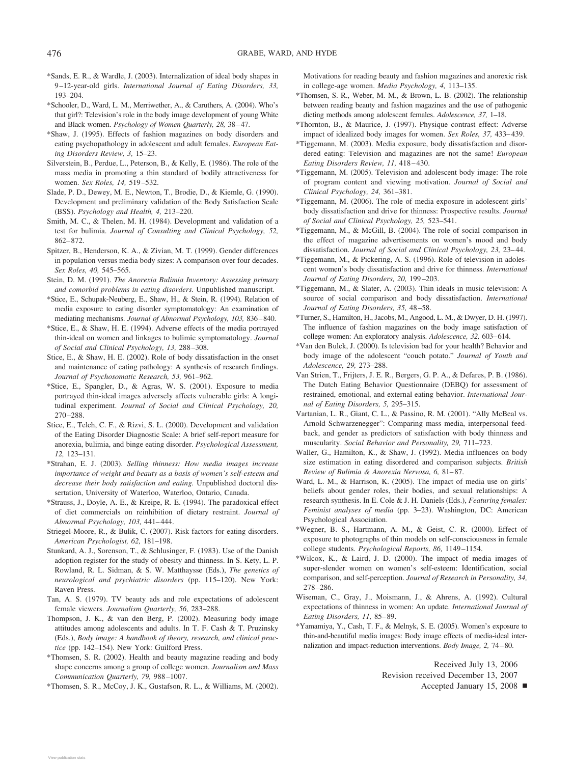*Sands, E. R., & Wardle, J. (2003). Internalization of ideal body shapes in 9–12-year-old girls. *International Journal of Eating Disorders, 33,* 193–204.

*Schooler, D., Ward, L. M., Merriwether, A., & Caruthers, A. (2004). Who's that girl?: Television's role in the body image development of young White and Black women. *Psychology of Women Quarterly, 28,* 38–47.

*Shaw, J. (1995). Effects of fashion magazines on body disorders and eating psychopathology in adolescent and adult females. *European Eating Disorders Review, 3,* 15–23.

Silverstein, B., Perdue, L., Peterson, B., & Kelly, E. (1986). The role of the mass media in promoting a thin standard of bodily attractiveness for women. *Sex Roles, 14,* 519–532.

Slade, P. D., Dewey, M. E., Newton, T., Brodie, D., & Kiemle, G. (1990). Development and preliminary validation of the Body Satisfaction Scale (BSS). *Psychology and Health, 4,* 213–220.

Smith, M. C., & Thelen, M. H. (1984). Development and validation of a test for bulimia. *Journal of Consulting and Clinical Psychology, 52,* 862–872.

Spitzer, B., Henderson, K. A., & Zivian, M. T. (1999). Gender differences in population versus media body sizes: A comparison over four decades. *Sex Roles, 40,* 545–565.

Stein, D. M. (1991). *The Anorexia Bulimia Inventory: Assessing primary and comorbid problems in eating disorders.* Unpublished manuscript.

*Stice, E., Schupak-Neuberg, E., Shaw, H., & Stein, R. (1994). Relation of media exposure to eating disorder symptomatology: An examination of mediating mechanisms. *Journal of Abnormal Psychology, 103,* 836–840.

*Stice, E., & Shaw, H. E. (1994). Adverse effects of the media portrayed thin-ideal on women and linkages to bulimic symptomatology. *Journal of Social and Clinical Psychology, 13,* 288–308.

Stice, E., & Shaw, H. E. (2002). Role of body dissatisfaction in the onset and maintenance of eating pathology: A synthesis of research findings. *Journal of Psychosomatic Research, 53,* 961–962.

*Stice, E., Spangler, D., & Agras, W. S. (2001). Exposure to media portrayed thin-ideal images adversely affects vulnerable girls: A longitudinal experiment. *Journal of Social and Clinical Psychology, 20,* 270–288.

Stice, E., Telch, C. F., & Rizvi, S. L. (2000). Development and validation of the Eating Disorder Diagnostic Scale: A brief self-report measure for anorexia, bulimia, and binge eating disorder. *Psychological Assessment, 12,* 123–131.

*Strahan, E. J. (2003). *Selling thinness: How media images increase importance of weight and beauty as a basis of women's self-esteem and decrease their body satisfaction and eating.* Unpublished doctoral dissertation, University of Waterloo, Waterloo, Ontario, Canada.

*Strauss, J., Doyle, A. E., & Kreipe, R. E. (1994). The paradoxical effect of diet commercials on reinhibition of dietary restraint. *Journal of Abnormal Psychology, 103,* 441–444.

Striegel-Moore, R., & Bulik, C. (2007). Risk factors for eating disorders. *American Psychologist, 62,* 181–198.

Stunkard, A. J., Sorenson, T., & Schlusinger, F. (1983). Use of the Danish adoption register for the study of obesity and thinness. In S. Kety, L. P. Rowland, R. L. Sidman, & S. W. Matthaysse (Eds.), *The genetics of neurological and psychiatric disorders* (pp. 115–120). New York: Raven Press.

Tan, A. S. (1979). TV beauty ads and role expectations of adolescent female viewers. *Journalism Quarterly, 56,* 283–288.

Thompson, J. K., & van den Berg, P. (2002). Measuring body image attitudes among adolescents and adults. In T. F. Cash & T. Pruzinsky (Eds.), *Body image: A handbook of theory, research, and clinical practice* (pp. 142–154). New York: Guilford Press.

*Thomsen, S. R. (2002). Health and beauty magazine reading and body shape concerns among a group of college women. *Journalism and Mass Communication Quarterly, 79,* 988–1007.

*Thomsen, S. R., McCoy, J. K., Gustafson, R. L., & Williams, M. (2002). Motivations for reading beauty and fashion magazines and anorexic risk in college-age women. *Media Psychology, 4,* 113–135.

*Thomsen, S. R., Weber, M. M., & Brown, L. B. (2002). The relationship between reading beauty and fashion magazines and the use of pathogenic dieting methods among adolescent females. *Adolescence, 37,* 1–18.

*Thornton, B., & Maurice, J. (1997). Physique contrast effect: Adverse impact of idealized body images for women. *Sex Roles, 37,* 433–439.

*Tiggemann, M. (2003). Media exposure, body dissatisfaction and disordered eating: Television and magazines are not the same! *European Eating Disorders Review, 11,* 418–430.

*Tiggemann, M. (2005). Television and adolescent body image: The role of program content and viewing motivation. *Journal of Social and Clinical Psychology, 24,* 361–381.

*Tiggemann, M. (2006). The role of media exposure in adolescent girls' body dissatisfaction and drive for thinness: Prospective results. *Journal of Social and Clinical Psychology, 25,* 523–541.

*Tiggemann, M., & McGill, B. (2004). The role of social comparison in the effect of magazine advertisements on women's mood and body dissatisfaction. *Journal of Social and Clinical Psychology, 23,* 23–44.

*Tiggemann, M., & Pickering, A. S. (1996). Role of television in adolescent women's body dissatisfaction and drive for thinness. *International Journal of Eating Disorders, 20,* 199–203.

*Tiggemann, M., & Slater, A. (2003). Thin ideals in music television: A source of social comparison and body dissatisfaction. *International Journal of Eating Disorders, 35,* 48–58.

*Turner, S., Hamilton, H., Jacobs, M., Angood, L. M., & Dwyer, D. H. (1997). The influence of fashion magazines on the body image satisfaction of college women: An exploratory analysis. *Adolescence, 32,* 603–614.

*Van den Bulck, J. (2000). Is television bad for your health? Behavior and body image of the adolescent "couch potato." *Journal of Youth and Adolescence, 29,* 273–288.

Van Strien, T., Frijters, J. E. R., Bergers, G. P. A., & Defares, P. B. (1986). The Dutch Eating Behavior Questionnaire (DEBQ) for assessment of restrained, emotional, and external eating behavior. *International Journal of Eating Disorders, 5,* 295–315.

Vartanian, L. R., Giant, C. L., & Passino, R. M. (2001). "Ally McBeal vs. Arnold Schwarzenegger": Comparing mass media, interpersonal feedback, and gender as predictors of satisfaction with body thinness and muscularity. *Social Behavior and Personality, 29,* 711–723.

Waller, G., Hamilton, K., & Shaw, J. (1992). Media influences on body size estimation in eating disordered and comparison subjects. *British Review of Bulimia & Anorexia Nervosa, 6,* 81–87.

Ward, L. M., & Harrison, K. (2005). The impact of media use on girls' beliefs about gender roles, their bodies, and sexual relationships: A research synthesis. In E. Cole & J. H. Daniels (Eds.), *Featuring females: Feminist analyses of media* (pp. 3–23). Washington, DC: American Psychological Association.

*Wegner, B. S., Hartmann, A. M., & Geist, C. R. (2000). Effect of exposure to photographs of thin models on self-consciousness in female college students. *Psychological Reports, 86,* 1149–1154.

*Wilcox, K., & Laird, J. D. (2000). The impact of media images of super-slender women on women's self-esteem: Identification, social comparison, and self-perception. *Journal of Research in Personality, 34,* 278–286.

Wiseman, C., Gray, J., Moismann, J., & Ahrens, A. (1992). Cultural expectations of thinness in women: An update. *International Journal of Eating Disorders, 11,* 85–89.

*Yamamiya, Y., Cash, T. F., & Melnyk, S. E. (2005). Women's exposure to thin-and-beautiful media images: Body image effects of media-ideal internalization and impact-reduction interventions. *Body Image, 2,* 74–80.

Received July 13, 2006
Revision received December 13, 2007
Accepted January 15, 2008 ■